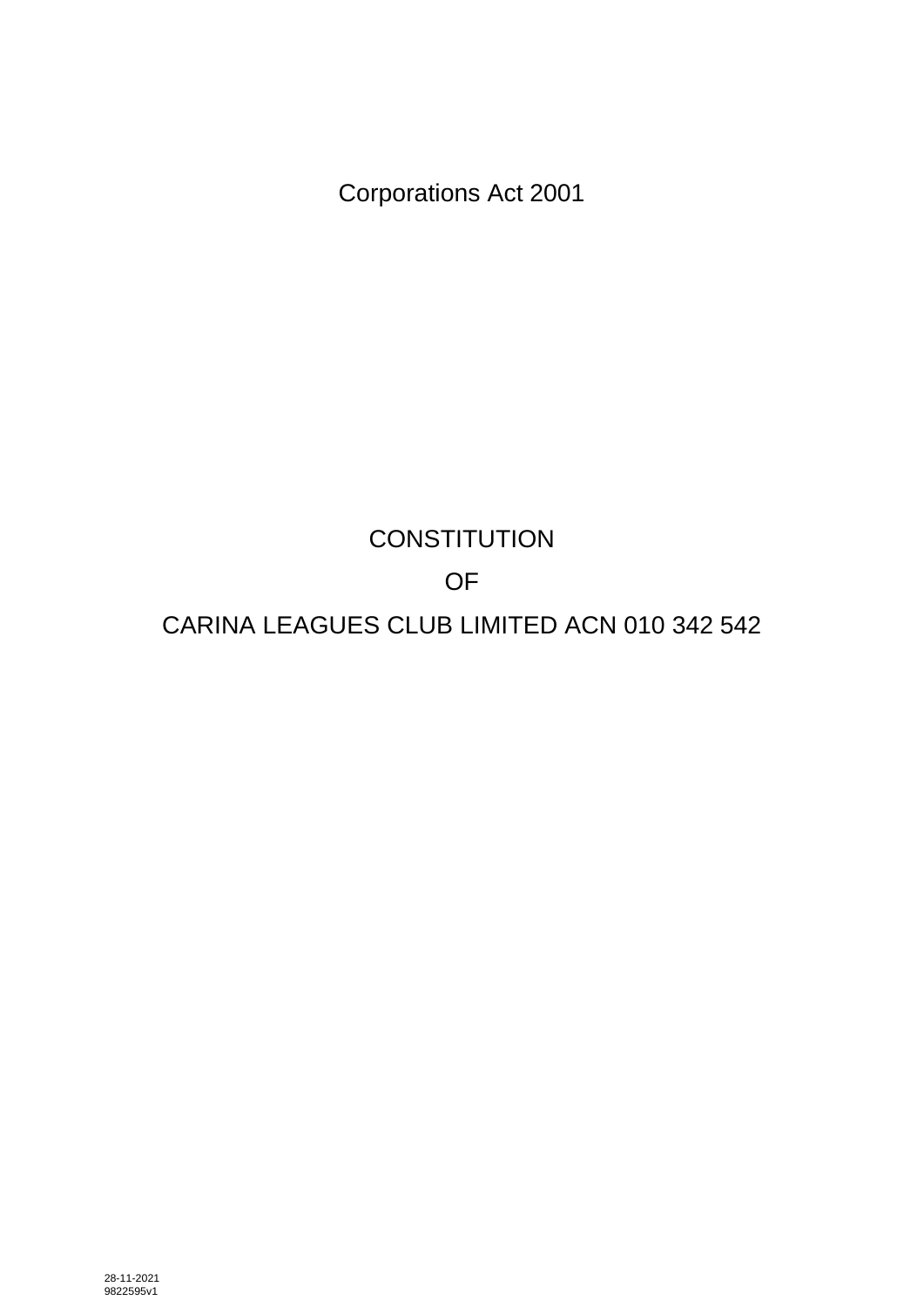Corporations Act 2001

# CONSTITUTION

# OF

# CARINA LEAGUES CLUB LIMITED ACN 010 342 542

28-11-2021
9822595v1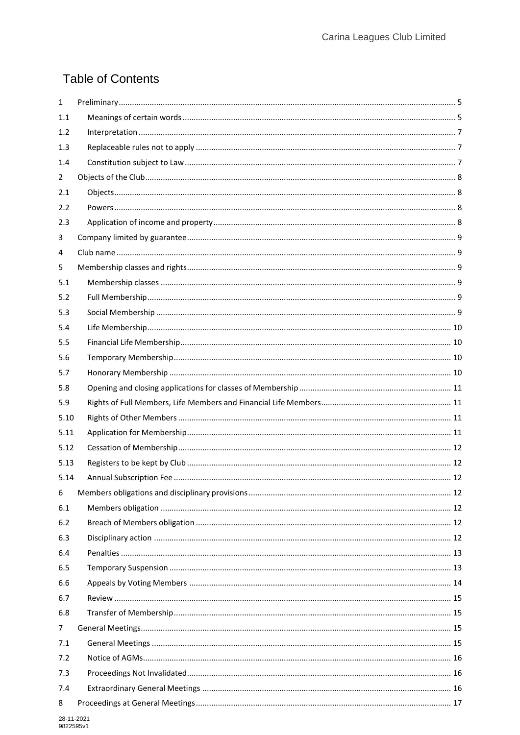# Table of Contents

| | | |
|---|---|---|
| 1 | Preliminary | 5 |
| 1.1 | Meanings of certain words | 5 |
| 1.2 | Interpretation | 7 |
| 1.3 | Replaceable rules not to apply | 7 |
| 1.4 | Constitution subject to Law | 7 |
| 2 | Objects of the Club | 8 |
| 2.1 | Objects | 8 |
| 2.2 | Powers | 8 |
| 2.3 | Application of income and property | 8 |
| 3 | Company limited by guarantee | 9 |
| 4 | Club name | 9 |
| 5 | Membership classes and rights | 9 |
| 5.1 | Membership classes | 9 |
| 5.2 | Full Membership | 9 |
| 5.3 | Social Membership | 9 |
| 5.4 | Life Membership | 10 |
| 5.5 | Financial Life Membership | 10 |
| 5.6 | Temporary Membership | 10 |
| 5.7 | Honorary Membership | 10 |
| 5.8 | Opening and closing applications for classes of Membership | 11 |
| 5.9 | Rights of Full Members, Life Members and Financial Life Members | 11 |
| 5.10 | Rights of Other Members | 11 |
| 5.11 | Application for Membership | 11 |
| 5.12 | Cessation of Membership | 12 |
| 5.13 | Registers to be kept by Club | 12 |
| 5.14 | Annual Subscription Fee | 12 |
| 6 | Members obligations and disciplinary provisions | 12 |
| 6.1 | Members obligation | 12 |
| 6.2 | Breach of Members obligation | 12 |
| 6.3 | Disciplinary action | 12 |
| 6.4 | Penalties | 13 |
| 6.5 | Temporary Suspension | 13 |
| 6.6 | Appeals by Voting Members | 14 |
| 6.7 | Review | 15 |
| 6.8 | Transfer of Membership | 15 |
| 7 | General Meetings | 15 |
| 7.1 | General Meetings | 15 |
| 7.2 | Notice of AGMs | 16 |
| 7.3 | Proceedings Not Invalidated | 16 |
| 7.4 | Extraordinary General Meetings | 16 |
| 8 | Proceedings at General Meetings | 17 |

28-11-2021
9822595v1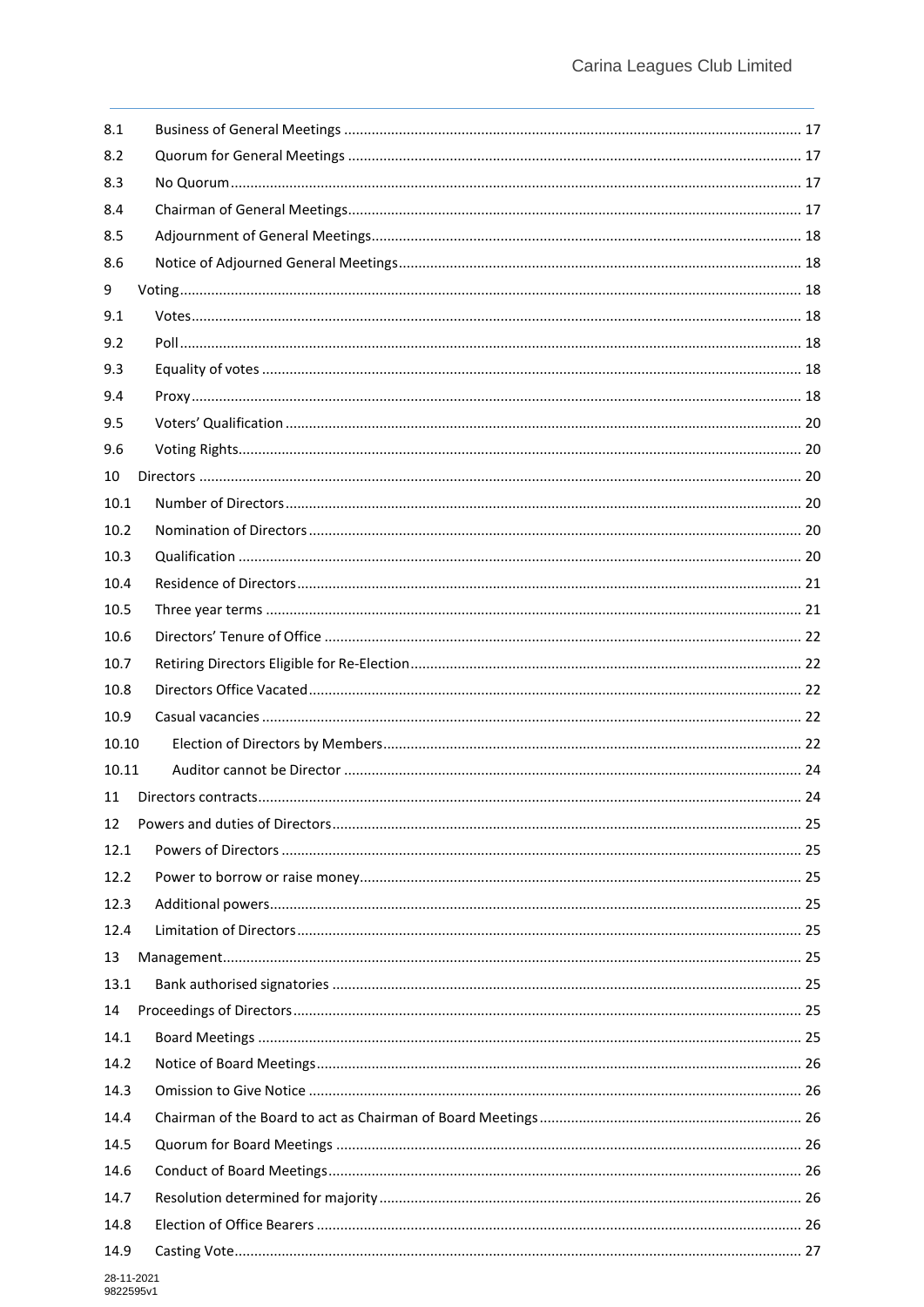| | | |
|---|---|---|
| 8.1 | Business of General Meetings | 17 |
| 8.2 | Quorum for General Meetings | 17 |
| 8.3 | No Quorum | 17 |
| 8.4 | Chairman of General Meetings | 17 |
| 8.5 | Adjournment of General Meetings | 18 |
| 8.6 | Notice of Adjourned General Meetings | 18 |
| 9 | Voting | 18 |
| 9.1 | Votes | 18 |
| 9.2 | Poll | 18 |
| 9.3 | Equality of votes | 18 |
| 9.4 | Proxy | 18 |
| 9.5 | Voters' Qualification | 20 |
| 9.6 | Voting Rights | 20 |
| 10 | Directors | 20 |
| 10.1 | Number of Directors | 20 |
| 10.2 | Nomination of Directors | 20 |
| 10.3 | Qualification | 20 |
| 10.4 | Residence of Directors | 21 |
| 10.5 | Three year terms | 21 |
| 10.6 | Directors' Tenure of Office | 22 |
| 10.7 | Retiring Directors Eligible for Re-Election | 22 |
| 10.8 | Directors Office Vacated | 22 |
| 10.9 | Casual vacancies | 22 |
| 10.10 | Election of Directors by Members | 22 |
| 10.11 | Auditor cannot be Director | 24 |
| 11 | Directors contracts | 24 |
| 12 | Powers and duties of Directors | 25 |
| 12.1 | Powers of Directors | 25 |
| 12.2 | Power to borrow or raise money | 25 |
| 12.3 | Additional powers | 25 |
| 12.4 | Limitation of Directors | 25 |
| 13 | Management | 25 |
| 13.1 | Bank authorised signatories | 25 |
| 14 | Proceedings of Directors | 25 |
| 14.1 | Board Meetings | 25 |
| 14.2 | Notice of Board Meetings | 26 |
| 14.3 | Omission to Give Notice | 26 |
| 14.4 | Chairman of the Board to act as Chairman of Board Meetings | 26 |
| 14.5 | Quorum for Board Meetings | 26 |
| 14.6 | Conduct of Board Meetings | 26 |
| 14.7 | Resolution determined for majority | 26 |
| 14.8 | Election of Office Bearers | 26 |
| 14.9 | Casting Vote | 27 |

28-11-2021
9822595v1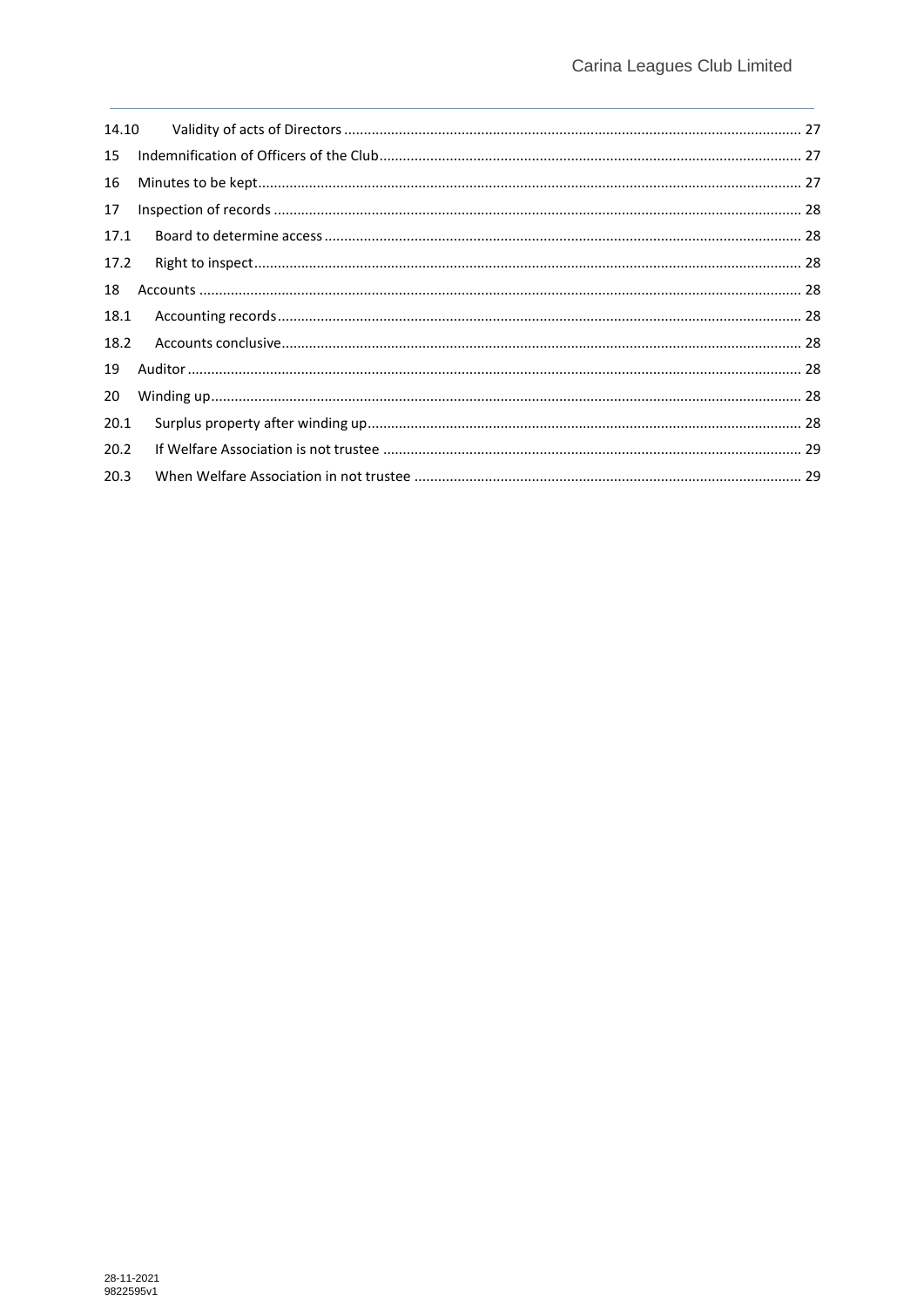| | | |
|---|---|---|
| 14.10 | Validity of acts of Directors | 27 |
| 15 | Indemnification of Officers of the Club | 27 |
| 16 | Minutes to be kept | 27 |
| 17 | Inspection of records | 28 |
| 17.1 | Board to determine access | 28 |
| 17.2 | Right to inspect | 28 |
| 18 | Accounts | 28 |
| 18.1 | Accounting records | 28 |
| 18.2 | Accounts conclusive | 28 |
| 19 | Auditor | 28 |
| 20 | Winding up | 28 |
| 20.1 | Surplus property after winding up | 28 |
| 20.2 | If Welfare Association is not trustee | 29 |
| 20.3 | When Welfare Association in not trustee | 29 |

28-11-2021
9822595v1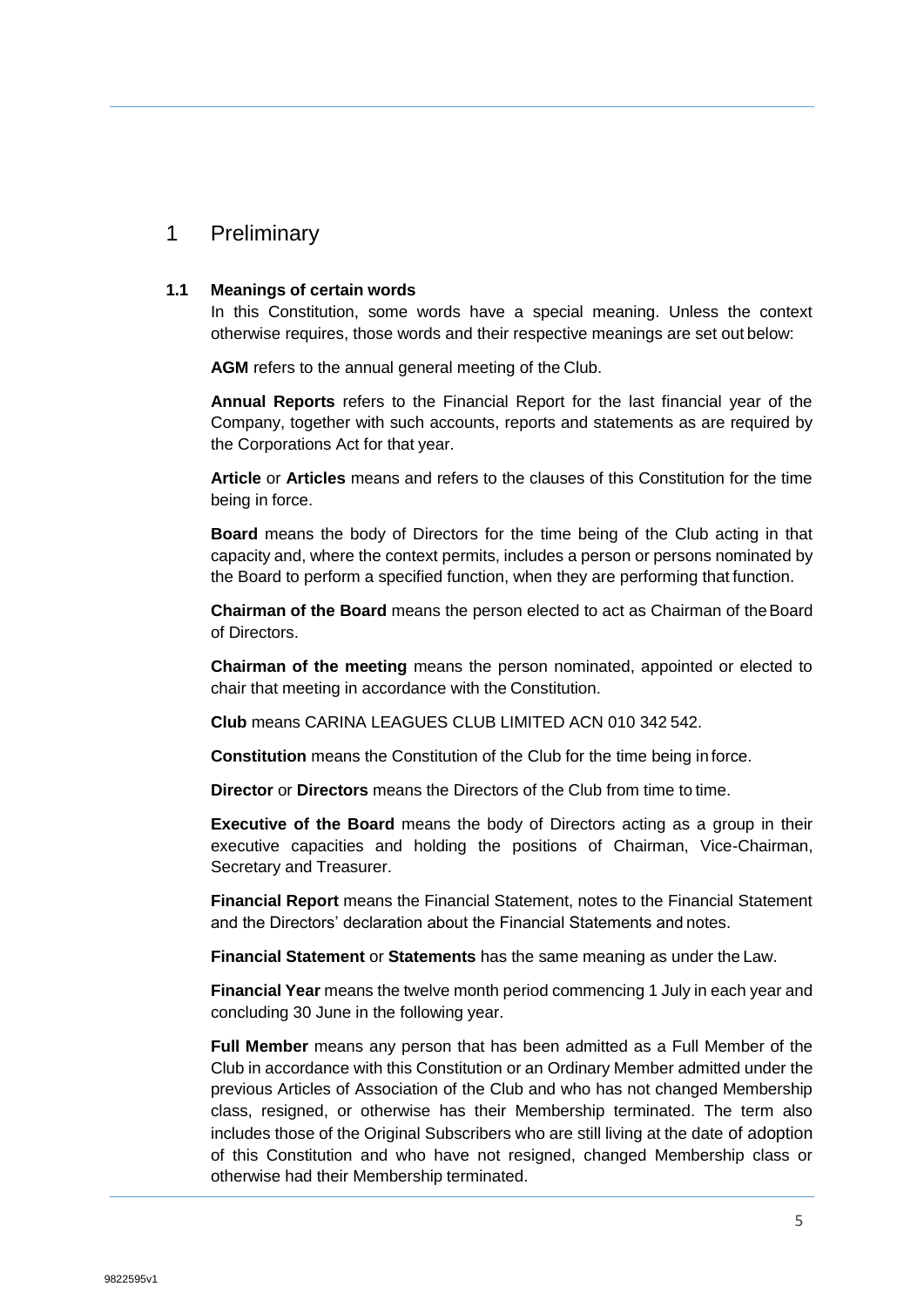# 1 Preliminary

### 1.1 Meanings of certain words

In this Constitution, some words have a special meaning. Unless the context otherwise requires, those words and their respective meanings are set out below:

**AGM** refers to the annual general meeting of the Club.

**Annual Reports** refers to the Financial Report for the last financial year of the Company, together with such accounts, reports and statements as are required by the Corporations Act for that year.

**Article** or **Articles** means and refers to the clauses of this Constitution for the time being in force.

**Board** means the body of Directors for the time being of the Club acting in that capacity and, where the context permits, includes a person or persons nominated by the Board to perform a specified function, when they are performing that function.

**Chairman of the Board** means the person elected to act as Chairman of the Board of Directors.

**Chairman of the meeting** means the person nominated, appointed or elected to chair that meeting in accordance with the Constitution.

**Club** means CARINA LEAGUES CLUB LIMITED ACN 010 342 542.

**Constitution** means the Constitution of the Club for the time being in force.

**Director** or **Directors** means the Directors of the Club from time to time.

**Executive of the Board** means the body of Directors acting as a group in their executive capacities and holding the positions of Chairman, Vice-Chairman, Secretary and Treasurer.

**Financial Report** means the Financial Statement, notes to the Financial Statement and the Directors' declaration about the Financial Statements and notes.

**Financial Statement** or **Statements** has the same meaning as under the Law.

**Financial Year** means the twelve month period commencing 1 July in each year and concluding 30 June in the following year.

**Full Member** means any person that has been admitted as a Full Member of the Club in accordance with this Constitution or an Ordinary Member admitted under the previous Articles of Association of the Club and who has not changed Membership class, resigned, or otherwise has their Membership terminated. The term also includes those of the Original Subscribers who are still living at the date of adoption of this Constitution and who have not resigned, changed Membership class or otherwise had their Membership terminated.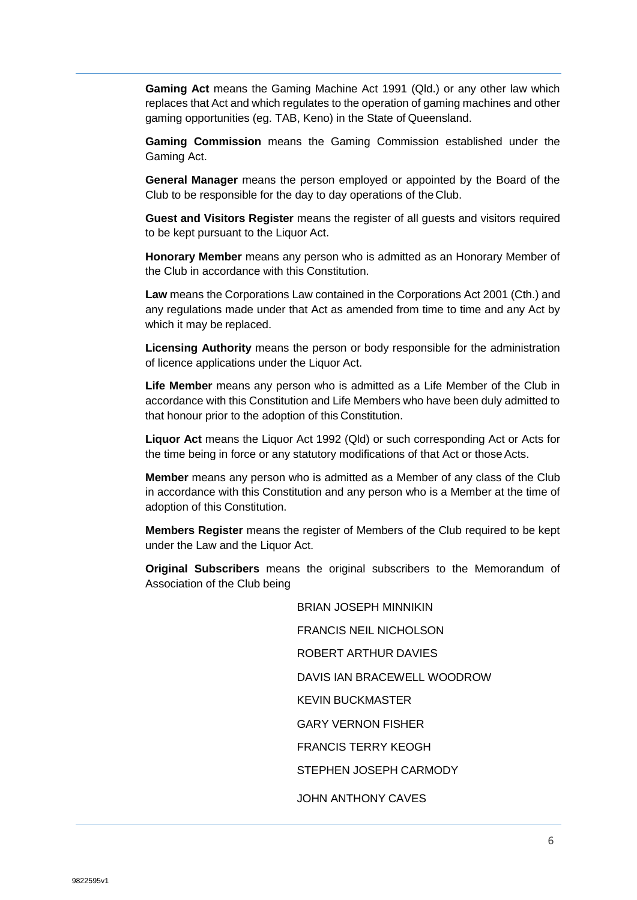**Gaming Act** means the Gaming Machine Act 1991 (Qld.) or any other law which replaces that Act and which regulates to the operation of gaming machines and other gaming opportunities (eg. TAB, Keno) in the State of Queensland.

**Gaming Commission** means the Gaming Commission established under the Gaming Act.

**General Manager** means the person employed or appointed by the Board of the Club to be responsible for the day to day operations of the Club.

**Guest and Visitors Register** means the register of all guests and visitors required to be kept pursuant to the Liquor Act.

**Honorary Member** means any person who is admitted as an Honorary Member of the Club in accordance with this Constitution.

**Law** means the Corporations Law contained in the Corporations Act 2001 (Cth.) and any regulations made under that Act as amended from time to time and any Act by which it may be replaced.

**Licensing Authority** means the person or body responsible for the administration of licence applications under the Liquor Act.

**Life Member** means any person who is admitted as a Life Member of the Club in accordance with this Constitution and Life Members who have been duly admitted to that honour prior to the adoption of this Constitution.

**Liquor Act** means the Liquor Act 1992 (Qld) or such corresponding Act or Acts for the time being in force or any statutory modifications of that Act or those Acts.

**Member** means any person who is admitted as a Member of any class of the Club in accordance with this Constitution and any person who is a Member at the time of adoption of this Constitution.

**Members Register** means the register of Members of the Club required to be kept under the Law and the Liquor Act.

**Original Subscribers** means the original subscribers to the Memorandum of Association of the Club being

BRIAN JOSEPH MINNIKIN

FRANCIS NEIL NICHOLSON

ROBERT ARTHUR DAVIES

DAVIS IAN BRACEWELL WOODROW

KEVIN BUCKMASTER

GARY VERNON FISHER

FRANCIS TERRY KEOGH

STEPHEN JOSEPH CARMODY

JOHN ANTHONY CAVES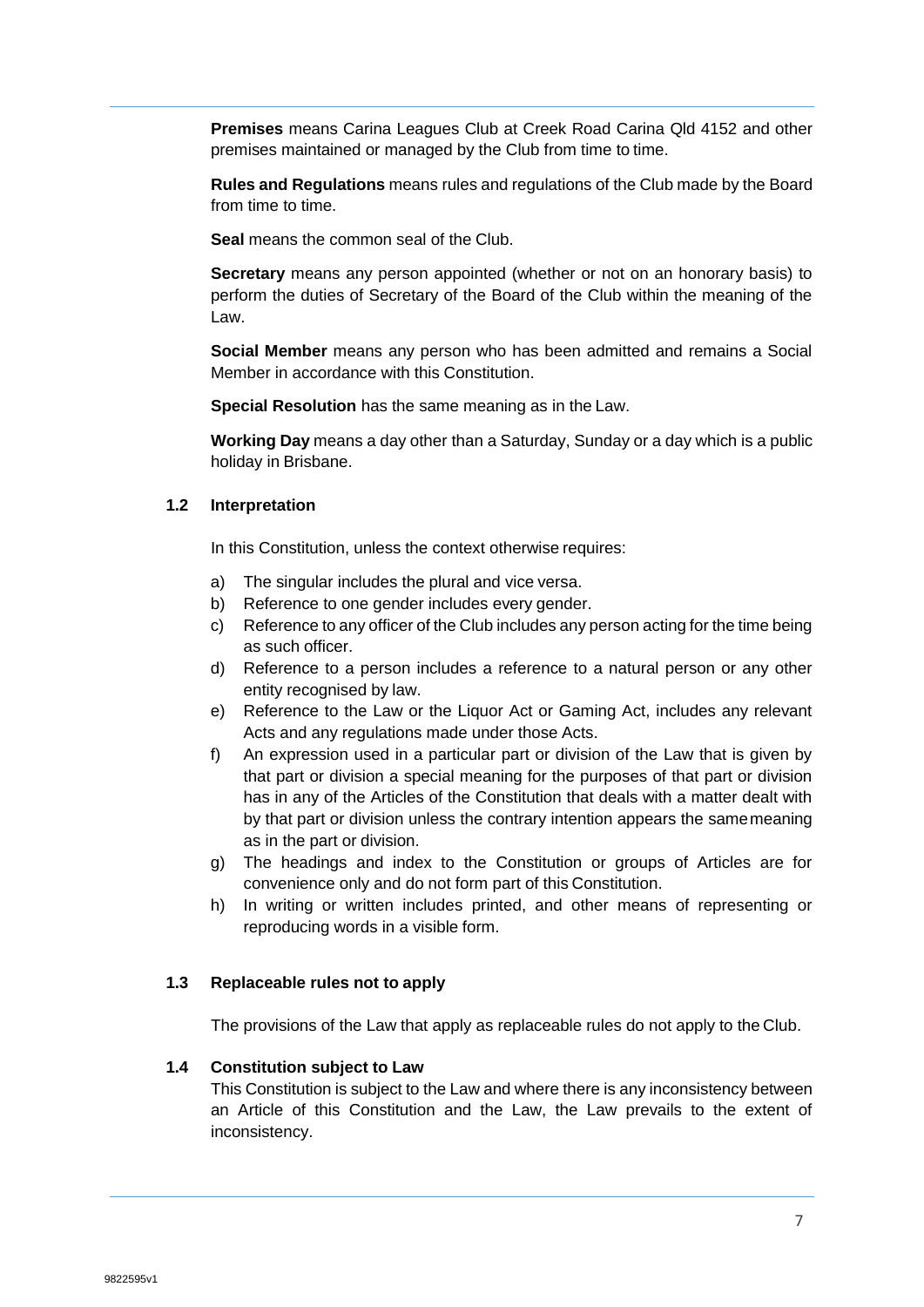**Premises** means Carina Leagues Club at Creek Road Carina Qld 4152 and other premises maintained or managed by the Club from time to time.

**Rules and Regulations** means rules and regulations of the Club made by the Board from time to time.

**Seal** means the common seal of the Club.

**Secretary** means any person appointed (whether or not on an honorary basis) to perform the duties of Secretary of the Board of the Club within the meaning of the Law.

**Social Member** means any person who has been admitted and remains a Social Member in accordance with this Constitution.

**Special Resolution** has the same meaning as in the Law.

**Working Day** means a day other than a Saturday, Sunday or a day which is a public holiday in Brisbane.

### 1.2 Interpretation

In this Constitution, unless the context otherwise requires:

a) The singular includes the plural and vice versa.
b) Reference to one gender includes every gender.
c) Reference to any officer of the Club includes any person acting for the time being as such officer.
d) Reference to a person includes a reference to a natural person or any other entity recognised by law.
e) Reference to the Law or the Liquor Act or Gaming Act, includes any relevant Acts and any regulations made under those Acts.
f) An expression used in a particular part or division of the Law that is given by that part or division a special meaning for the purposes of that part or division has in any of the Articles of the Constitution that deals with a matter dealt with by that part or division unless the contrary intention appears the same meaning as in the part or division.
g) The headings and index to the Constitution or groups of Articles are for convenience only and do not form part of this Constitution.
h) In writing or written includes printed, and other means of representing or reproducing words in a visible form.

### 1.3 Replaceable rules not to apply

The provisions of the Law that apply as replaceable rules do not apply to the Club.

### 1.4 Constitution subject to Law

This Constitution is subject to the Law and where there is any inconsistency between an Article of this Constitution and the Law, the Law prevails to the extent of inconsistency.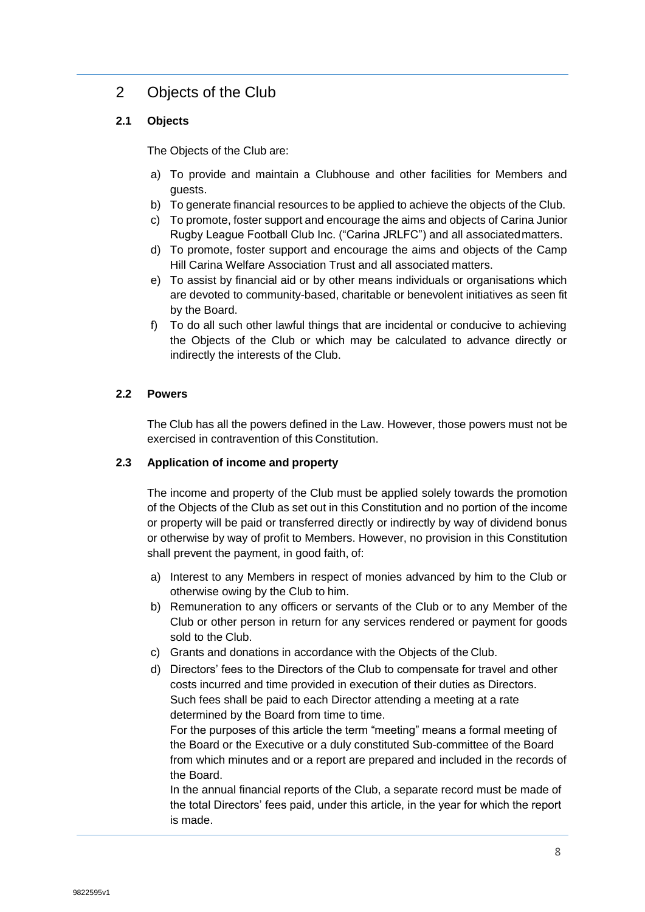# 2 Objects of the Club

### 2.1 Objects

The Objects of the Club are:

a) To provide and maintain a Clubhouse and other facilities for Members and guests.
b) To generate financial resources to be applied to achieve the objects of the Club.
c) To promote, foster support and encourage the aims and objects of Carina Junior Rugby League Football Club Inc. ("Carina JRLFC") and all associated matters.
d) To promote, foster support and encourage the aims and objects of the Camp Hill Carina Welfare Association Trust and all associated matters.
e) To assist by financial aid or by other means individuals or organisations which are devoted to community-based, charitable or benevolent initiatives as seen fit by the Board.
f) To do all such other lawful things that are incidental or conducive to achieving the Objects of the Club or which may be calculated to advance directly or indirectly the interests of the Club.

### 2.2 Powers

The Club has all the powers defined in the Law. However, those powers must not be exercised in contravention of this Constitution.

### 2.3 Application of income and property

The income and property of the Club must be applied solely towards the promotion of the Objects of the Club as set out in this Constitution and no portion of the income or property will be paid or transferred directly or indirectly by way of dividend bonus or otherwise by way of profit to Members. However, no provision in this Constitution shall prevent the payment, in good faith, of:

a) Interest to any Members in respect of monies advanced by him to the Club or otherwise owing by the Club to him.
b) Remuneration to any officers or servants of the Club or to any Member of the Club or other person in return for any services rendered or payment for goods sold to the Club.
c) Grants and donations in accordance with the Objects of the Club.
d) Directors' fees to the Directors of the Club to compensate for travel and other costs incurred and time provided in execution of their duties as Directors. Such fees shall be paid to each Director attending a meeting at a rate determined by the Board from time to time.

   For the purposes of this article the term "meeting" means a formal meeting of the Board or the Executive or a duly constituted Sub-committee of the Board from which minutes and or a report are prepared and included in the records of the Board.

   In the annual financial reports of the Club, a separate record must be made of the total Directors' fees paid, under this article, in the year for which the report is made.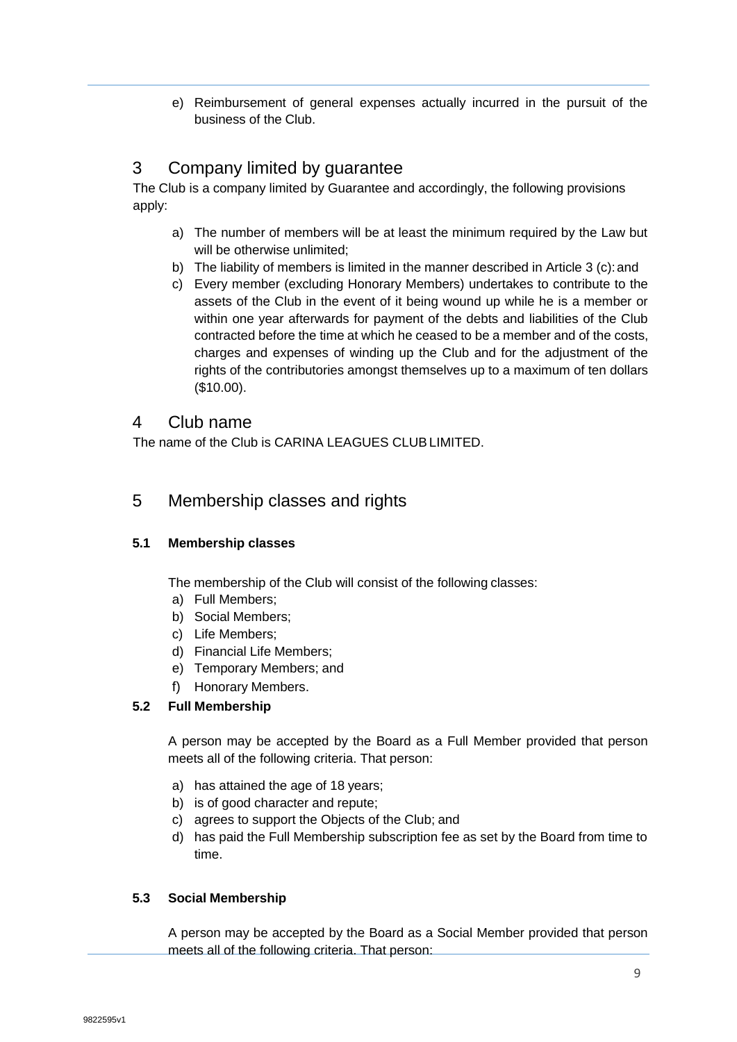e) Reimbursement of general expenses actually incurred in the pursuit of the business of the Club.

## 3 Company limited by guarantee

The Club is a company limited by Guarantee and accordingly, the following provisions apply:

a) The number of members will be at least the minimum required by the Law but will be otherwise unlimited;
b) The liability of members is limited in the manner described in Article 3 (c): and
c) Every member (excluding Honorary Members) undertakes to contribute to the assets of the Club in the event of it being wound up while he is a member or within one year afterwards for payment of the debts and liabilities of the Club contracted before the time at which he ceased to be a member and of the costs, charges and expenses of winding up the Club and for the adjustment of the rights of the contributories amongst themselves up to a maximum of ten dollars ($10.00).

## 4 Club name

The name of the Club is CARINA LEAGUES CLUB LIMITED.

## 5 Membership classes and rights

### 5.1 Membership classes

The membership of the Club will consist of the following classes:

a) Full Members;
b) Social Members;
c) Life Members;
d) Financial Life Members;
e) Temporary Members; and
f) Honorary Members.

### 5.2 Full Membership

A person may be accepted by the Board as a Full Member provided that person meets all of the following criteria. That person:

a) has attained the age of 18 years;
b) is of good character and repute;
c) agrees to support the Objects of the Club; and
d) has paid the Full Membership subscription fee as set by the Board from time to time.

### 5.3 Social Membership

A person may be accepted by the Board as a Social Member provided that person meets all of the following criteria. That person: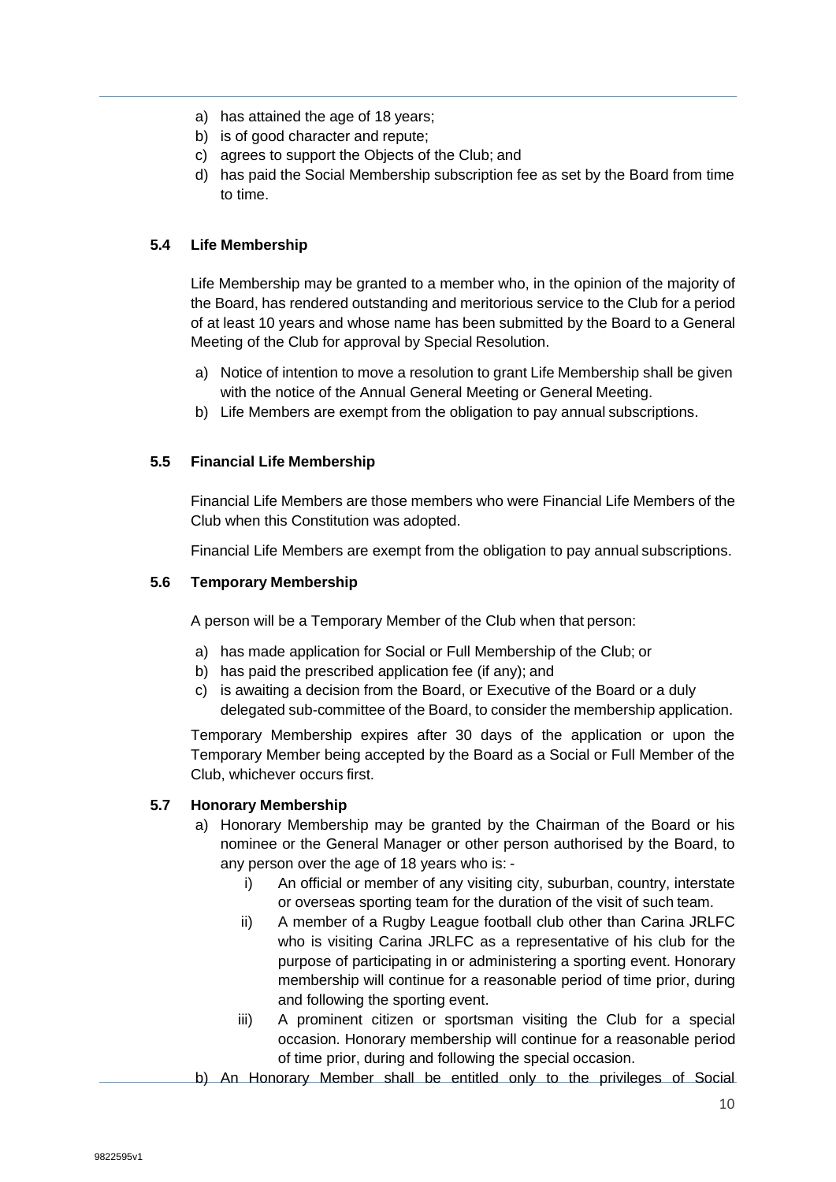a) has attained the age of 18 years;
b) is of good character and repute;
c) agrees to support the Objects of the Club; and
d) has paid the Social Membership subscription fee as set by the Board from time to time.

### 5.4 Life Membership

Life Membership may be granted to a member who, in the opinion of the majority of the Board, has rendered outstanding and meritorious service to the Club for a period of at least 10 years and whose name has been submitted by the Board to a General Meeting of the Club for approval by Special Resolution.

a) Notice of intention to move a resolution to grant Life Membership shall be given with the notice of the Annual General Meeting or General Meeting.
b) Life Members are exempt from the obligation to pay annual subscriptions.

### 5.5 Financial Life Membership

Financial Life Members are those members who were Financial Life Members of the Club when this Constitution was adopted.

Financial Life Members are exempt from the obligation to pay annual subscriptions.

### 5.6 Temporary Membership

A person will be a Temporary Member of the Club when that person:

a) has made application for Social or Full Membership of the Club; or
b) has paid the prescribed application fee (if any); and
c) is awaiting a decision from the Board, or Executive of the Board or a duly delegated sub-committee of the Board, to consider the membership application.

Temporary Membership expires after 30 days of the application or upon the Temporary Member being accepted by the Board as a Social or Full Member of the Club, whichever occurs first.

### 5.7 Honorary Membership

a) Honorary Membership may be granted by the Chairman of the Board or his nominee or the General Manager or other person authorised by the Board, to any person over the age of 18 years who is: -
   i) An official or member of any visiting city, suburban, country, interstate or overseas sporting team for the duration of the visit of such team.
   ii) A member of a Rugby League football club other than Carina JRLFC who is visiting Carina JRLFC as a representative of his club for the purpose of participating in or administering a sporting event. Honorary membership will continue for a reasonable period of time prior, during and following the sporting event.
   iii) A prominent citizen or sportsman visiting the Club for a special occasion. Honorary membership will continue for a reasonable period of time prior, during and following the special occasion.
b) An Honorary Member shall be entitled only to the privileges of Social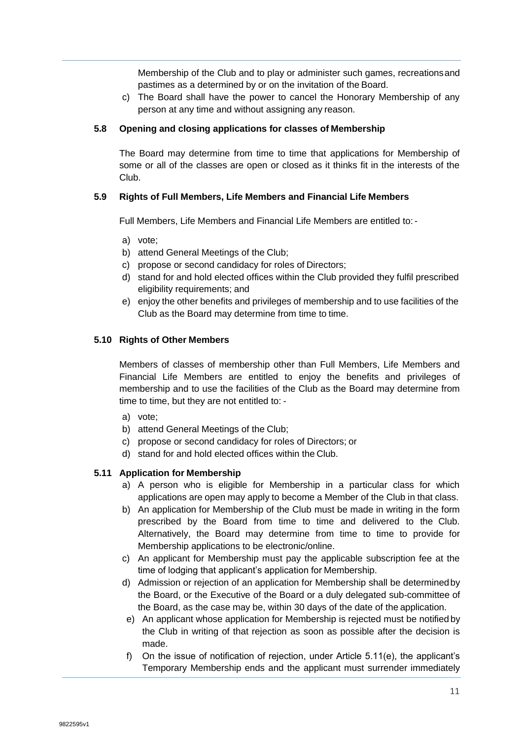Membership of the Club and to play or administer such games, recreations and pastimes as a determined by or on the invitation of the Board.

c) The Board shall have the power to cancel the Honorary Membership of any person at any time and without assigning any reason.

### 5.8 Opening and closing applications for classes of Membership

The Board may determine from time to time that applications for Membership of some or all of the classes are open or closed as it thinks fit in the interests of the Club.

### 5.9 Rights of Full Members, Life Members and Financial Life Members

Full Members, Life Members and Financial Life Members are entitled to: -

a) vote;
b) attend General Meetings of the Club;
c) propose or second candidacy for roles of Directors;
d) stand for and hold elected offices within the Club provided they fulfil prescribed eligibility requirements; and
e) enjoy the other benefits and privileges of membership and to use facilities of the Club as the Board may determine from time to time.

### 5.10 Rights of Other Members

Members of classes of membership other than Full Members, Life Members and Financial Life Members are entitled to enjoy the benefits and privileges of membership and to use the facilities of the Club as the Board may determine from time to time, but they are not entitled to: -

a) vote;
b) attend General Meetings of the Club;
c) propose or second candidacy for roles of Directors; or
d) stand for and hold elected offices within the Club.

### 5.11 Application for Membership

a) A person who is eligible for Membership in a particular class for which applications are open may apply to become a Member of the Club in that class.
b) An application for Membership of the Club must be made in writing in the form prescribed by the Board from time to time and delivered to the Club. Alternatively, the Board may determine from time to time to provide for Membership applications to be electronic/online.
c) An applicant for Membership must pay the applicable subscription fee at the time of lodging that applicant's application for Membership.
d) Admission or rejection of an application for Membership shall be determined by the Board, or the Executive of the Board or a duly delegated sub-committee of the Board, as the case may be, within 30 days of the date of the application.
e) An applicant whose application for Membership is rejected must be notified by the Club in writing of that rejection as soon as possible after the decision is made.
f) On the issue of notification of rejection, under Article 5.11(e), the applicant's Temporary Membership ends and the applicant must surrender immediately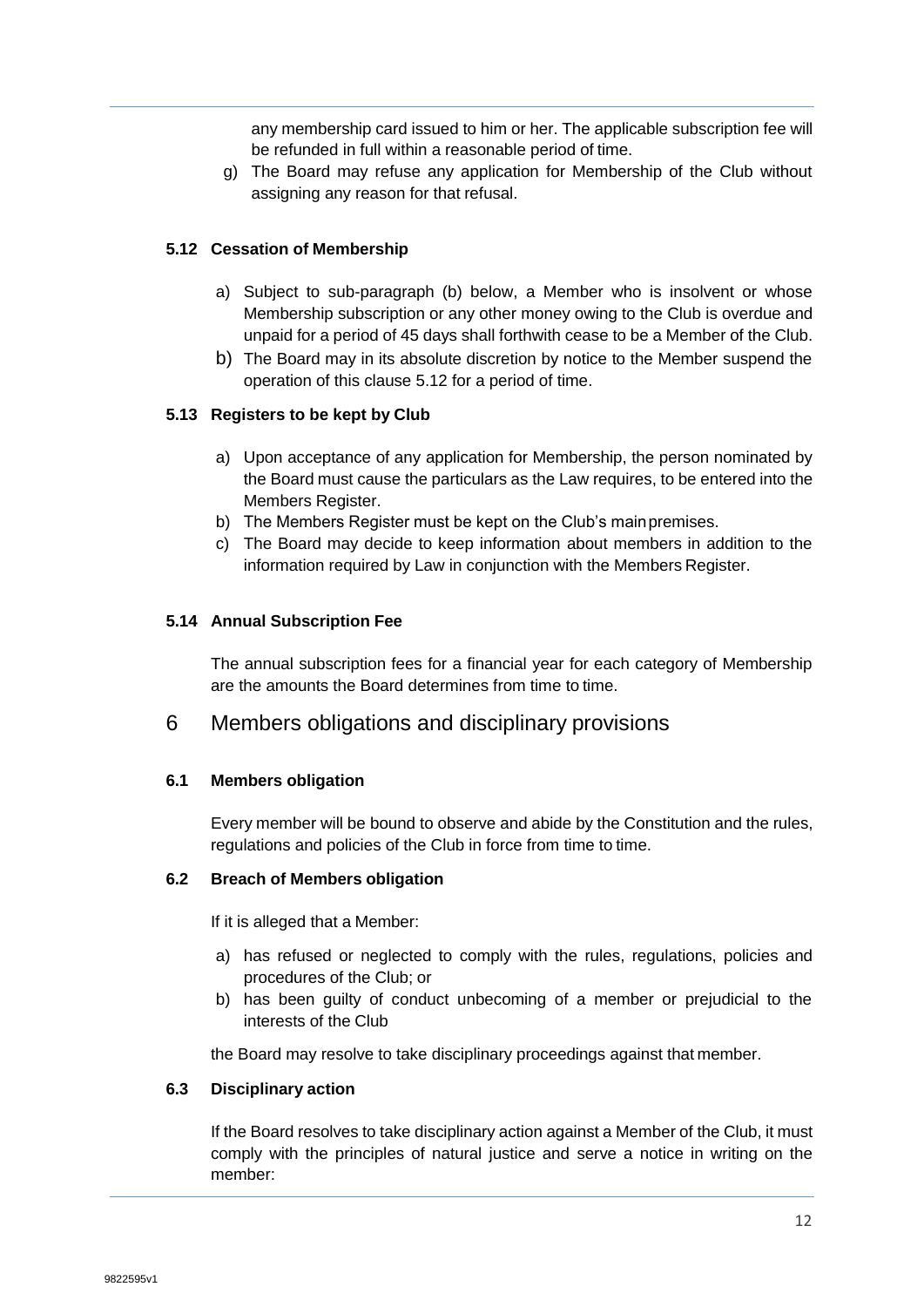any membership card issued to him or her. The applicable subscription fee will be refunded in full within a reasonable period of time.

g) The Board may refuse any application for Membership of the Club without assigning any reason for that refusal.

#### 5.12 Cessation of Membership

a) Subject to sub-paragraph (b) below, a Member who is insolvent or whose Membership subscription or any other money owing to the Club is overdue and unpaid for a period of 45 days shall forthwith cease to be a Member of the Club.

b) The Board may in its absolute discretion by notice to the Member suspend the operation of this clause 5.12 for a period of time.

#### 5.13 Registers to be kept by Club

a) Upon acceptance of any application for Membership, the person nominated by the Board must cause the particulars as the Law requires, to be entered into the Members Register.

b) The Members Register must be kept on the Club's main premises.

c) The Board may decide to keep information about members in addition to the information required by Law in conjunction with the Members Register.

#### 5.14 Annual Subscription Fee

The annual subscription fees for a financial year for each category of Membership are the amounts the Board determines from time to time.

## 6 Members obligations and disciplinary provisions

#### 6.1 Members obligation

Every member will be bound to observe and abide by the Constitution and the rules, regulations and policies of the Club in force from time to time.

#### 6.2 Breach of Members obligation

If it is alleged that a Member:

a) has refused or neglected to comply with the rules, regulations, policies and procedures of the Club; or

b) has been guilty of conduct unbecoming of a member or prejudicial to the interests of the Club

the Board may resolve to take disciplinary proceedings against that member.

#### 6.3 Disciplinary action

If the Board resolves to take disciplinary action against a Member of the Club, it must comply with the principles of natural justice and serve a notice in writing on the member: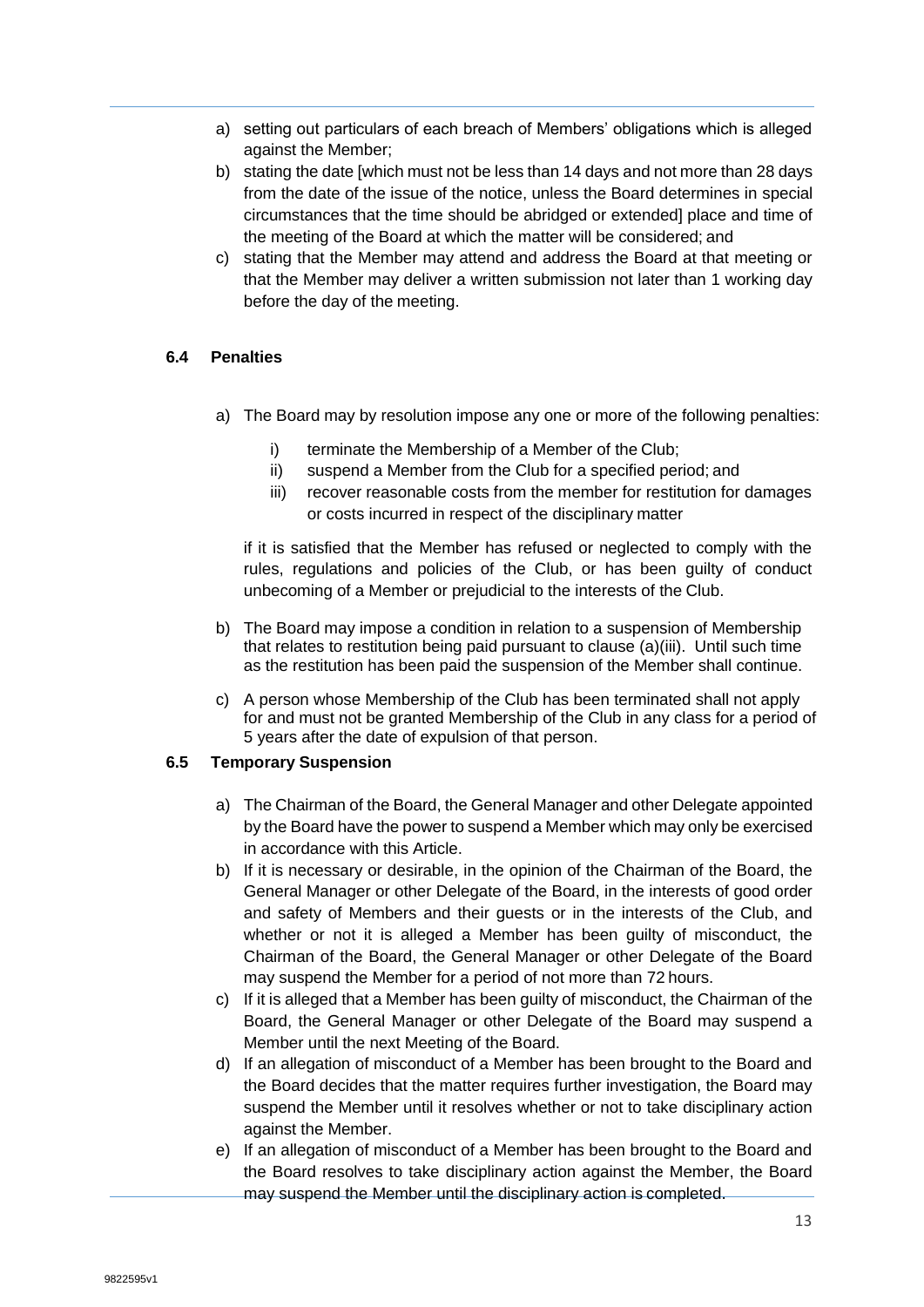a) setting out particulars of each breach of Members' obligations which is alleged against the Member;
b) stating the date [which must not be less than 14 days and not more than 28 days from the date of the issue of the notice, unless the Board determines in special circumstances that the time should be abridged or extended] place and time of the meeting of the Board at which the matter will be considered; and
c) stating that the Member may attend and address the Board at that meeting or that the Member may deliver a written submission not later than 1 working day before the day of the meeting.

### 6.4 Penalties

a) The Board may by resolution impose any one or more of the following penalties:

   i) terminate the Membership of a Member of the Club;
   ii) suspend a Member from the Club for a specified period; and
   iii) recover reasonable costs from the member for restitution for damages or costs incurred in respect of the disciplinary matter

   if it is satisfied that the Member has refused or neglected to comply with the rules, regulations and policies of the Club, or has been guilty of conduct unbecoming of a Member or prejudicial to the interests of the Club.

b) The Board may impose a condition in relation to a suspension of Membership that relates to restitution being paid pursuant to clause (a)(iii). Until such time as the restitution has been paid the suspension of the Member shall continue.

c) A person whose Membership of the Club has been terminated shall not apply for and must not be granted Membership of the Club in any class for a period of 5 years after the date of expulsion of that person.

### 6.5 Temporary Suspension

a) The Chairman of the Board, the General Manager and other Delegate appointed by the Board have the power to suspend a Member which may only be exercised in accordance with this Article.
b) If it is necessary or desirable, in the opinion of the Chairman of the Board, the General Manager or other Delegate of the Board, in the interests of good order and safety of Members and their guests or in the interests of the Club, and whether or not it is alleged a Member has been guilty of misconduct, the Chairman of the Board, the General Manager or other Delegate of the Board may suspend the Member for a period of not more than 72 hours.
c) If it is alleged that a Member has been guilty of misconduct, the Chairman of the Board, the General Manager or other Delegate of the Board may suspend a Member until the next Meeting of the Board.
d) If an allegation of misconduct of a Member has been brought to the Board and the Board decides that the matter requires further investigation, the Board may suspend the Member until it resolves whether or not to take disciplinary action against the Member.
e) If an allegation of misconduct of a Member has been brought to the Board and the Board resolves to take disciplinary action against the Member, the Board may suspend the Member until the disciplinary action is completed.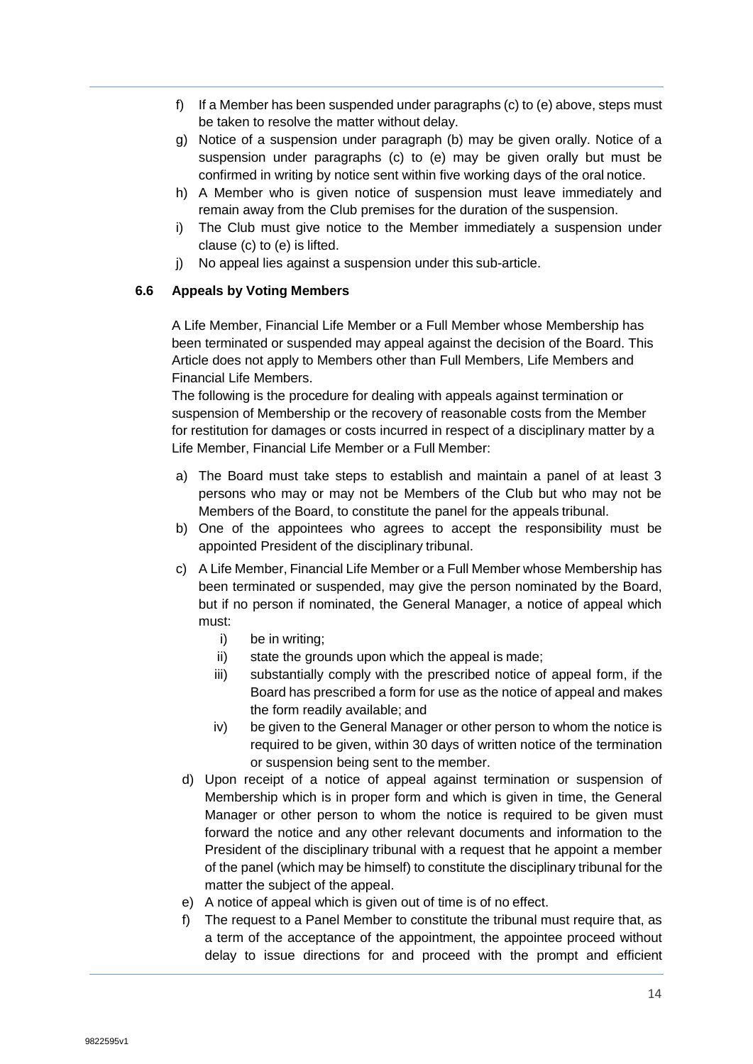f) If a Member has been suspended under paragraphs (c) to (e) above, steps must be taken to resolve the matter without delay.

g) Notice of a suspension under paragraph (b) may be given orally. Notice of a suspension under paragraphs (c) to (e) may be given orally but must be confirmed in writing by notice sent within five working days of the oral notice.

h) A Member who is given notice of suspension must leave immediately and remain away from the Club premises for the duration of the suspension.

i) The Club must give notice to the Member immediately a suspension under clause (c) to (e) is lifted.

j) No appeal lies against a suspension under this sub-article.

### 6.6 Appeals by Voting Members

A Life Member, Financial Life Member or a Full Member whose Membership has been terminated or suspended may appeal against the decision of the Board. This Article does not apply to Members other than Full Members, Life Members and Financial Life Members.

The following is the procedure for dealing with appeals against termination or suspension of Membership or the recovery of reasonable costs from the Member for restitution for damages or costs incurred in respect of a disciplinary matter by a Life Member, Financial Life Member or a Full Member:

a) The Board must take steps to establish and maintain a panel of at least 3 persons who may or may not be Members of the Club but who may not be Members of the Board, to constitute the panel for the appeals tribunal.

b) One of the appointees who agrees to accept the responsibility must be appointed President of the disciplinary tribunal.

c) A Life Member, Financial Life Member or a Full Member whose Membership has been terminated or suspended, may give the person nominated by the Board, but if no person if nominated, the General Manager, a notice of appeal which must:
   - i) be in writing;
   - ii) state the grounds upon which the appeal is made;
   - iii) substantially comply with the prescribed notice of appeal form, if the Board has prescribed a form for use as the notice of appeal and makes the form readily available; and
   - iv) be given to the General Manager or other person to whom the notice is required to be given, within 30 days of written notice of the termination or suspension being sent to the member.

d) Upon receipt of a notice of appeal against termination or suspension of Membership which is in proper form and which is given in time, the General Manager or other person to whom the notice is required to be given must forward the notice and any other relevant documents and information to the President of the disciplinary tribunal with a request that he appoint a member of the panel (which may be himself) to constitute the disciplinary tribunal for the matter the subject of the appeal.

e) A notice of appeal which is given out of time is of no effect.

f) The request to a Panel Member to constitute the tribunal must require that, as a term of the acceptance of the appointment, the appointee proceed without delay to issue directions for and proceed with the prompt and efficient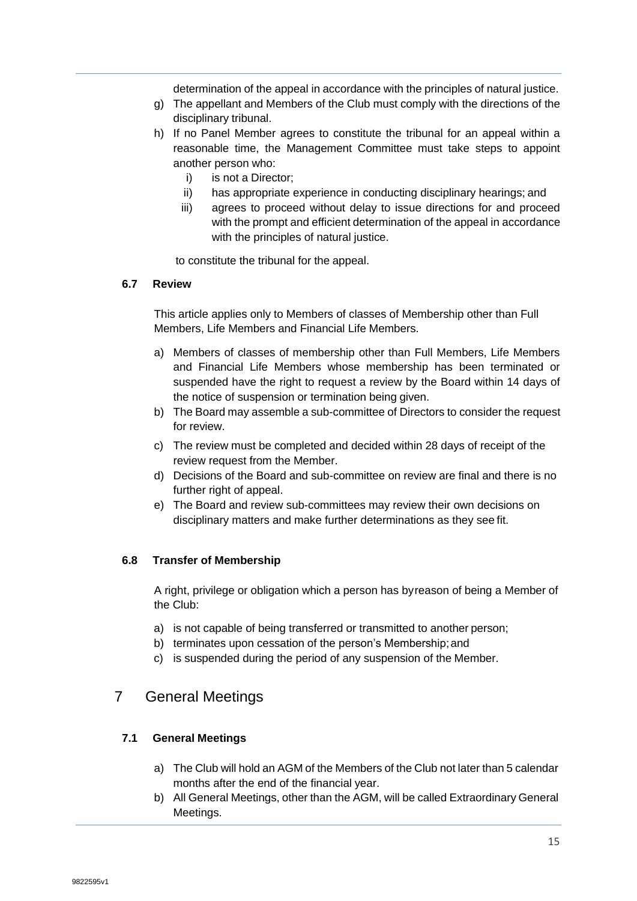determination of the appeal in accordance with the principles of natural justice.

g) The appellant and Members of the Club must comply with the directions of the disciplinary tribunal.

h) If no Panel Member agrees to constitute the tribunal for an appeal within a reasonable time, the Management Committee must take steps to appoint another person who:

   i) is not a Director;
   
   ii) has appropriate experience in conducting disciplinary hearings; and
   
   iii) agrees to proceed without delay to issue directions for and proceed with the prompt and efficient determination of the appeal in accordance with the principles of natural justice.

   to constitute the tribunal for the appeal.

### 6.7 Review

This article applies only to Members of classes of Membership other than Full Members, Life Members and Financial Life Members.

a) Members of classes of membership other than Full Members, Life Members and Financial Life Members whose membership has been terminated or suspended have the right to request a review by the Board within 14 days of the notice of suspension or termination being given.

b) The Board may assemble a sub-committee of Directors to consider the request for review.

c) The review must be completed and decided within 28 days of receipt of the review request from the Member.

d) Decisions of the Board and sub-committee on review are final and there is no further right of appeal.

e) The Board and review sub-committees may review their own decisions on disciplinary matters and make further determinations as they see fit.

### 6.8 Transfer of Membership

A right, privilege or obligation which a person has byreason of being a Member of the Club:

a) is not capable of being transferred or transmitted to another person;

b) terminates upon cessation of the person's Membership; and

c) is suspended during the period of any suspension of the Member.

## 7 General Meetings

### 7.1 General Meetings

a) The Club will hold an AGM of the Members of the Club not later than 5 calendar months after the end of the financial year.

b) All General Meetings, other than the AGM, will be called Extraordinary General Meetings.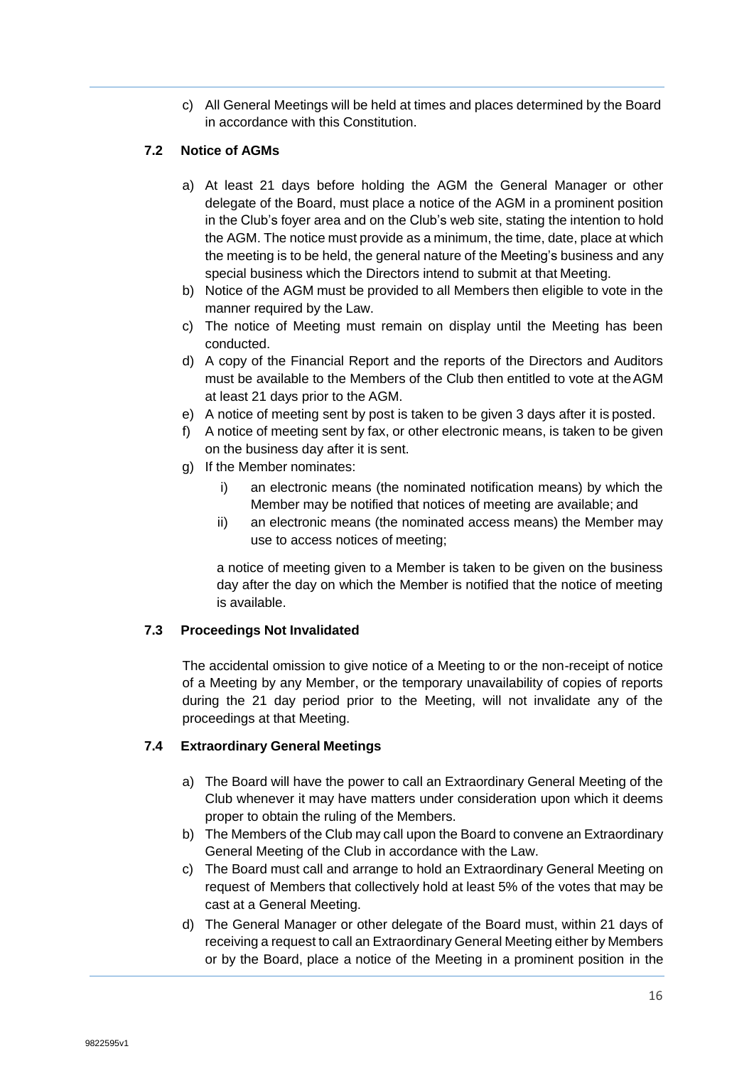c) All General Meetings will be held at times and places determined by the Board in accordance with this Constitution.

### 7.2 Notice of AGMs

a) At least 21 days before holding the AGM the General Manager or other delegate of the Board, must place a notice of the AGM in a prominent position in the Club's foyer area and on the Club's web site, stating the intention to hold the AGM. The notice must provide as a minimum, the time, date, place at which the meeting is to be held, the general nature of the Meeting's business and any special business which the Directors intend to submit at that Meeting.

b) Notice of the AGM must be provided to all Members then eligible to vote in the manner required by the Law.

c) The notice of Meeting must remain on display until the Meeting has been conducted.

d) A copy of the Financial Report and the reports of the Directors and Auditors must be available to the Members of the Club then entitled to vote at the AGM at least 21 days prior to the AGM.

e) A notice of meeting sent by post is taken to be given 3 days after it is posted.

f) A notice of meeting sent by fax, or other electronic means, is taken to be given on the business day after it is sent.

g) If the Member nominates:

   i) an electronic means (the nominated notification means) by which the Member may be notified that notices of meeting are available; and

   ii) an electronic means (the nominated access means) the Member may use to access notices of meeting;

   a notice of meeting given to a Member is taken to be given on the business day after the day on which the Member is notified that the notice of meeting is available.

### 7.3 Proceedings Not Invalidated

The accidental omission to give notice of a Meeting to or the non-receipt of notice of a Meeting by any Member, or the temporary unavailability of copies of reports during the 21 day period prior to the Meeting, will not invalidate any of the proceedings at that Meeting.

### 7.4 Extraordinary General Meetings

a) The Board will have the power to call an Extraordinary General Meeting of the Club whenever it may have matters under consideration upon which it deems proper to obtain the ruling of the Members.

b) The Members of the Club may call upon the Board to convene an Extraordinary General Meeting of the Club in accordance with the Law.

c) The Board must call and arrange to hold an Extraordinary General Meeting on request of Members that collectively hold at least 5% of the votes that may be cast at a General Meeting.

d) The General Manager or other delegate of the Board must, within 21 days of receiving a request to call an Extraordinary General Meeting either by Members or by the Board, place a notice of the Meeting in a prominent position in the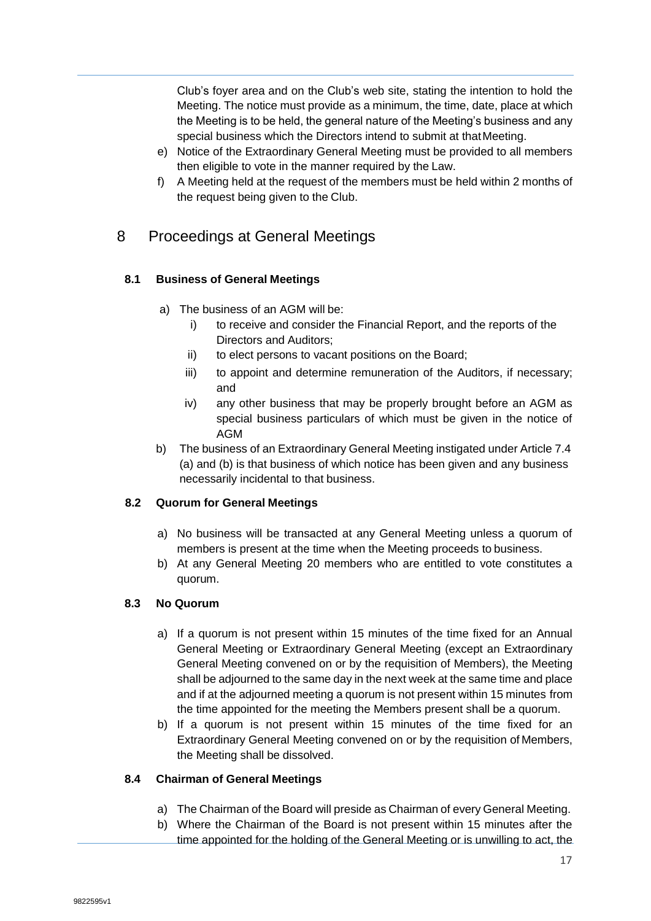Club's foyer area and on the Club's web site, stating the intention to hold the Meeting. The notice must provide as a minimum, the time, date, place at which the Meeting is to be held, the general nature of the Meeting's business and any special business which the Directors intend to submit at that Meeting.

e) Notice of the Extraordinary General Meeting must be provided to all members then eligible to vote in the manner required by the Law.

f) A Meeting held at the request of the members must be held within 2 months of the request being given to the Club.

# 8 Proceedings at General Meetings

### 8.1 Business of General Meetings

a) The business of an AGM will be:

   i) to receive and consider the Financial Report, and the reports of the Directors and Auditors;

   ii) to elect persons to vacant positions on the Board;

   iii) to appoint and determine remuneration of the Auditors, if necessary; and

   iv) any other business that may be properly brought before an AGM as special business particulars of which must be given in the notice of AGM

b) The business of an Extraordinary General Meeting instigated under Article 7.4 (a) and (b) is that business of which notice has been given and any business necessarily incidental to that business.

### 8.2 Quorum for General Meetings

a) No business will be transacted at any General Meeting unless a quorum of members is present at the time when the Meeting proceeds to business.

b) At any General Meeting 20 members who are entitled to vote constitutes a quorum.

### 8.3 No Quorum

a) If a quorum is not present within 15 minutes of the time fixed for an Annual General Meeting or Extraordinary General Meeting (except an Extraordinary General Meeting convened on or by the requisition of Members), the Meeting shall be adjourned to the same day in the next week at the same time and place and if at the adjourned meeting a quorum is not present within 15 minutes from the time appointed for the meeting the Members present shall be a quorum.

b) If a quorum is not present within 15 minutes of the time fixed for an Extraordinary General Meeting convened on or by the requisition of Members, the Meeting shall be dissolved.

### 8.4 Chairman of General Meetings

a) The Chairman of the Board will preside as Chairman of every General Meeting.

b) Where the Chairman of the Board is not present within 15 minutes after the time appointed for the holding of the General Meeting or is unwilling to act, the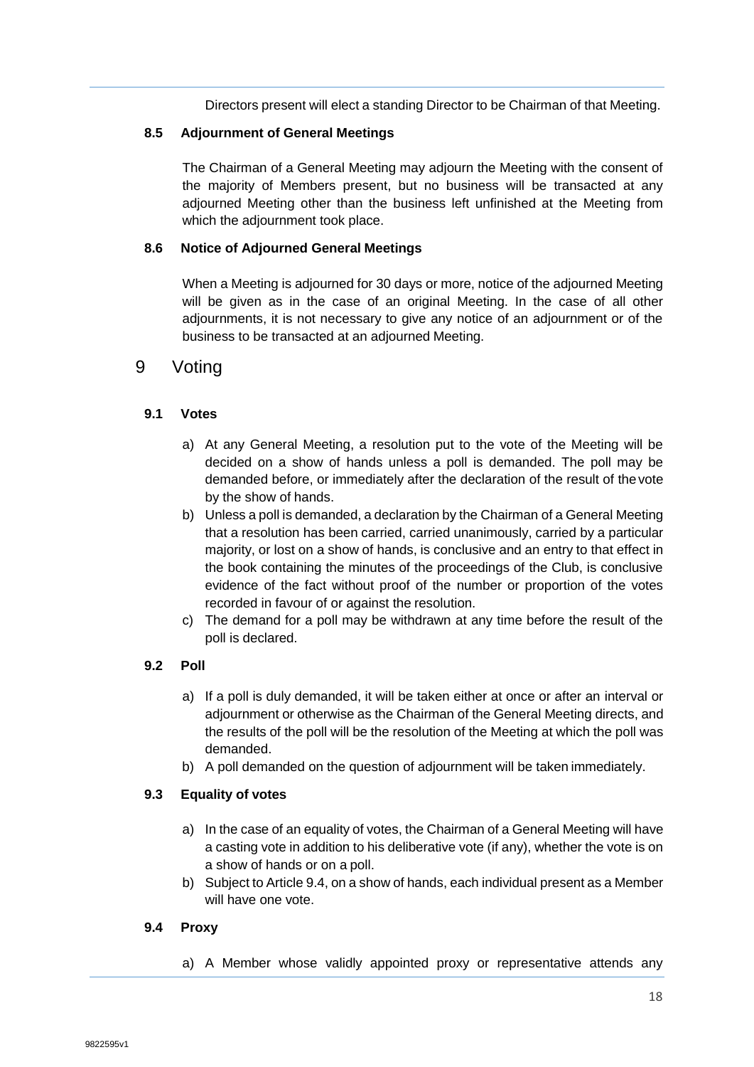Directors present will elect a standing Director to be Chairman of that Meeting.

### 8.5 Adjournment of General Meetings

The Chairman of a General Meeting may adjourn the Meeting with the consent of the majority of Members present, but no business will be transacted at any adjourned Meeting other than the business left unfinished at the Meeting from which the adjournment took place.

### 8.6 Notice of Adjourned General Meetings

When a Meeting is adjourned for 30 days or more, notice of the adjourned Meeting will be given as in the case of an original Meeting. In the case of all other adjournments, it is not necessary to give any notice of an adjournment or of the business to be transacted at an adjourned Meeting.

## 9 Voting

### 9.1 Votes

a) At any General Meeting, a resolution put to the vote of the Meeting will be decided on a show of hands unless a poll is demanded. The poll may be demanded before, or immediately after the declaration of the result of the vote by the show of hands.

b) Unless a poll is demanded, a declaration by the Chairman of a General Meeting that a resolution has been carried, carried unanimously, carried by a particular majority, or lost on a show of hands, is conclusive and an entry to that effect in the book containing the minutes of the proceedings of the Club, is conclusive evidence of the fact without proof of the number or proportion of the votes recorded in favour of or against the resolution.

c) The demand for a poll may be withdrawn at any time before the result of the poll is declared.

### 9.2 Poll

a) If a poll is duly demanded, it will be taken either at once or after an interval or adjournment or otherwise as the Chairman of the General Meeting directs, and the results of the poll will be the resolution of the Meeting at which the poll was demanded.

b) A poll demanded on the question of adjournment will be taken immediately.

### 9.3 Equality of votes

a) In the case of an equality of votes, the Chairman of a General Meeting will have a casting vote in addition to his deliberative vote (if any), whether the vote is on a show of hands or on a poll.

b) Subject to Article 9.4, on a show of hands, each individual present as a Member will have one vote.

### 9.4 Proxy

a) A Member whose validly appointed proxy or representative attends any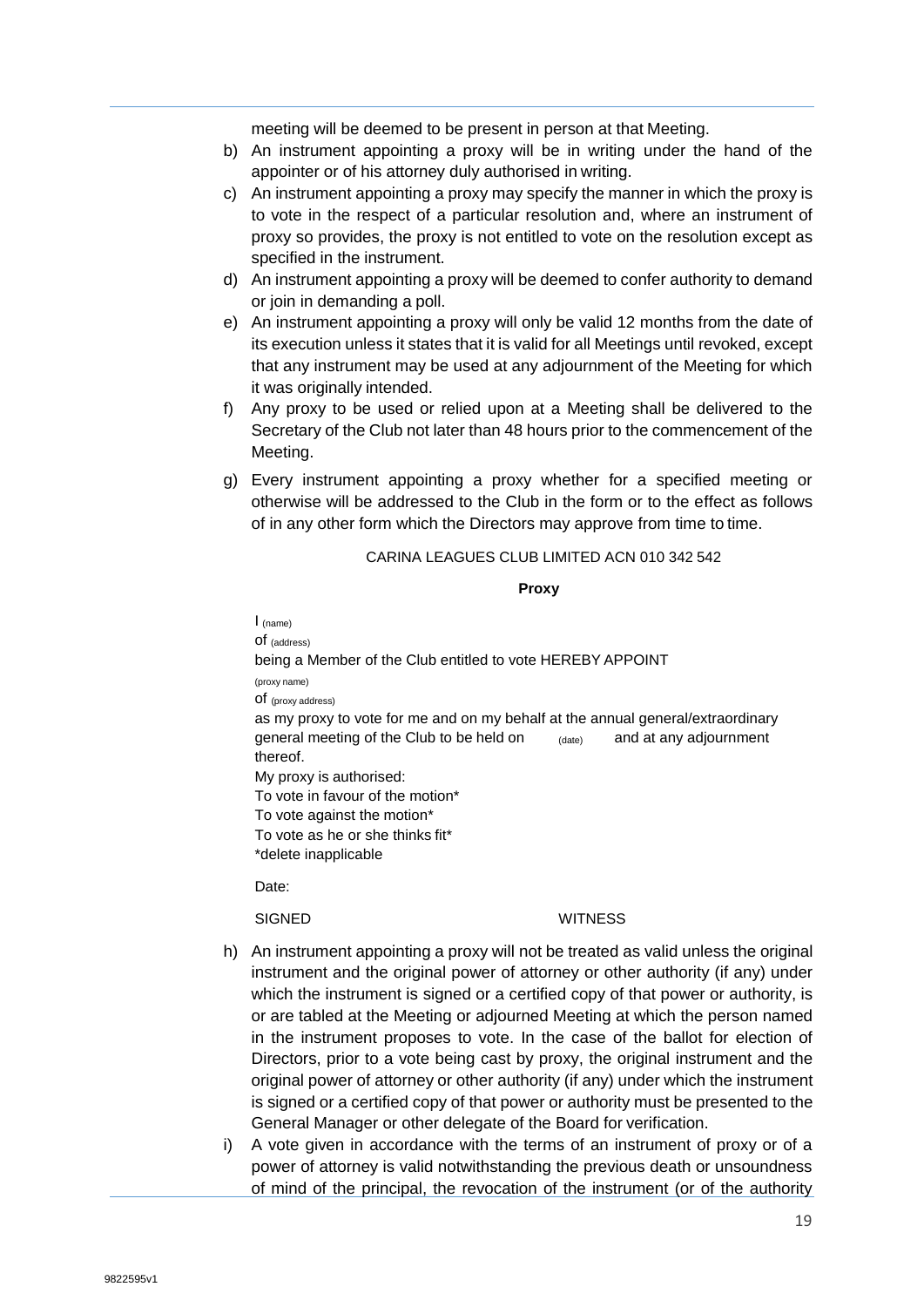meeting will be deemed to be present in person at that Meeting.

b) An instrument appointing a proxy will be in writing under the hand of the appointer or of his attorney duly authorised in writing.

c) An instrument appointing a proxy may specify the manner in which the proxy is to vote in the respect of a particular resolution and, where an instrument of proxy so provides, the proxy is not entitled to vote on the resolution except as specified in the instrument.

d) An instrument appointing a proxy will be deemed to confer authority to demand or join in demanding a poll.

e) An instrument appointing a proxy will only be valid 12 months from the date of its execution unless it states that it is valid for all Meetings until revoked, except that any instrument may be used at any adjournment of the Meeting for which it was originally intended.

f) Any proxy to be used or relied upon at a Meeting shall be delivered to the Secretary of the Club not later than 48 hours prior to the commencement of the Meeting.

g) Every instrument appointing a proxy whether for a specified meeting or otherwise will be addressed to the Club in the form or to the effect as follows of in any other form which the Directors may approve from time to time.

CARINA LEAGUES CLUB LIMITED ACN 010 342 542

**Proxy**

I (name)
of (address)
being a Member of the Club entitled to vote HEREBY APPOINT
(proxy name)
of (proxy address)
as my proxy to vote for me and on my behalf at the annual general/extraordinary general meeting of the Club to be held on (date) and at any adjournment thereof.
My proxy is authorised:
To vote in favour of the motion*
To vote against the motion*
To vote as he or she thinks fit*
*delete inapplicable

Date:

SIGNED WITNESS

h) An instrument appointing a proxy will not be treated as valid unless the original instrument and the original power of attorney or other authority (if any) under which the instrument is signed or a certified copy of that power or authority, is or are tabled at the Meeting or adjourned Meeting at which the person named in the instrument proposes to vote. In the case of the ballot for election of Directors, prior to a vote being cast by proxy, the original instrument and the original power of attorney or other authority (if any) under which the instrument is signed or a certified copy of that power or authority must be presented to the General Manager or other delegate of the Board for verification.

i) A vote given in accordance with the terms of an instrument of proxy or of a power of attorney is valid notwithstanding the previous death or unsoundness of mind of the principal, the revocation of the instrument (or of the authority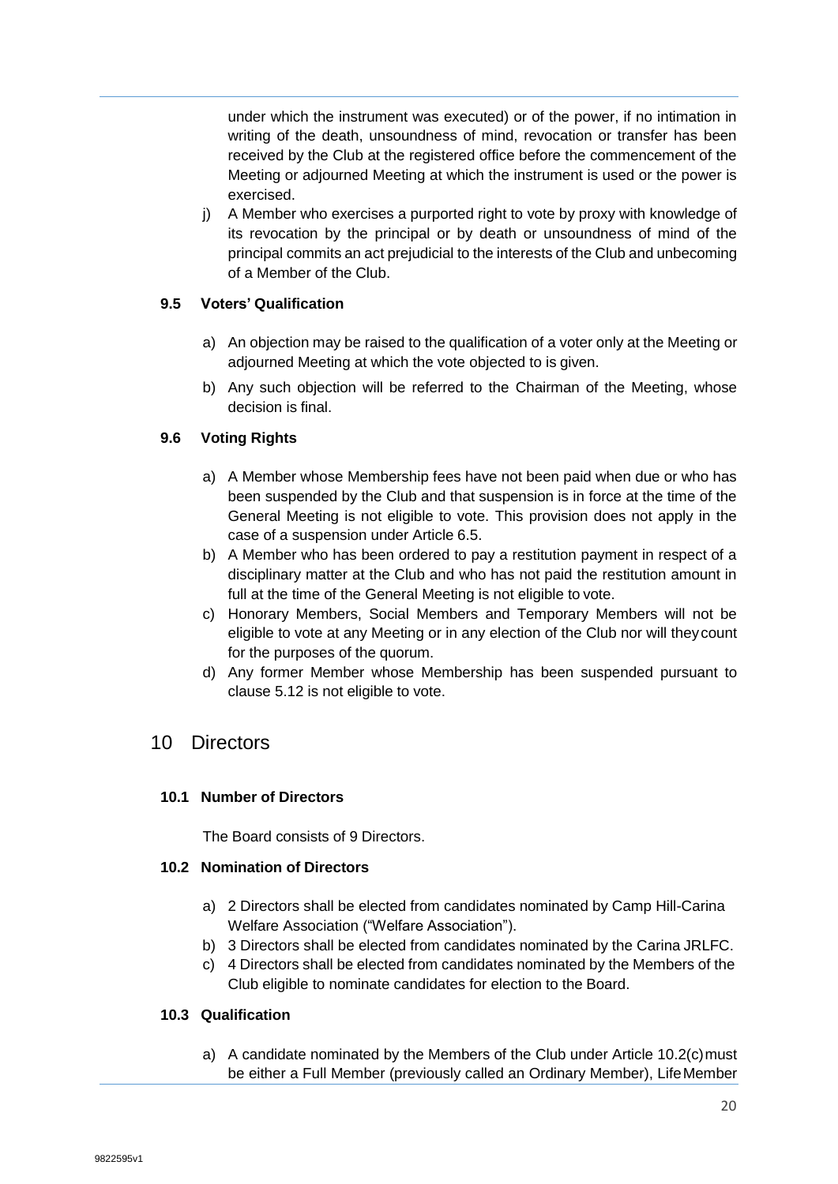under which the instrument was executed) or of the power, if no intimation in writing of the death, unsoundness of mind, revocation or transfer has been received by the Club at the registered office before the commencement of the Meeting or adjourned Meeting at which the instrument is used or the power is exercised.

j) A Member who exercises a purported right to vote by proxy with knowledge of its revocation by the principal or by death or unsoundness of mind of the principal commits an act prejudicial to the interests of the Club and unbecoming of a Member of the Club.

### 9.5 Voters' Qualification

a) An objection may be raised to the qualification of a voter only at the Meeting or adjourned Meeting at which the vote objected to is given.

b) Any such objection will be referred to the Chairman of the Meeting, whose decision is final.

### 9.6 Voting Rights

a) A Member whose Membership fees have not been paid when due or who has been suspended by the Club and that suspension is in force at the time of the General Meeting is not eligible to vote. This provision does not apply in the case of a suspension under Article 6.5.

b) A Member who has been ordered to pay a restitution payment in respect of a disciplinary matter at the Club and who has not paid the restitution amount in full at the time of the General Meeting is not eligible to vote.

c) Honorary Members, Social Members and Temporary Members will not be eligible to vote at any Meeting or in any election of the Club nor will they count for the purposes of the quorum.

d) Any former Member whose Membership has been suspended pursuant to clause 5.12 is not eligible to vote.

## 10 Directors

### 10.1 Number of Directors

The Board consists of 9 Directors.

### 10.2 Nomination of Directors

a) 2 Directors shall be elected from candidates nominated by Camp Hill-Carina Welfare Association ("Welfare Association").

b) 3 Directors shall be elected from candidates nominated by the Carina JRLFC.

c) 4 Directors shall be elected from candidates nominated by the Members of the Club eligible to nominate candidates for election to the Board.

### 10.3 Qualification

a) A candidate nominated by the Members of the Club under Article 10.2(c) must be either a Full Member (previously called an Ordinary Member), Life Member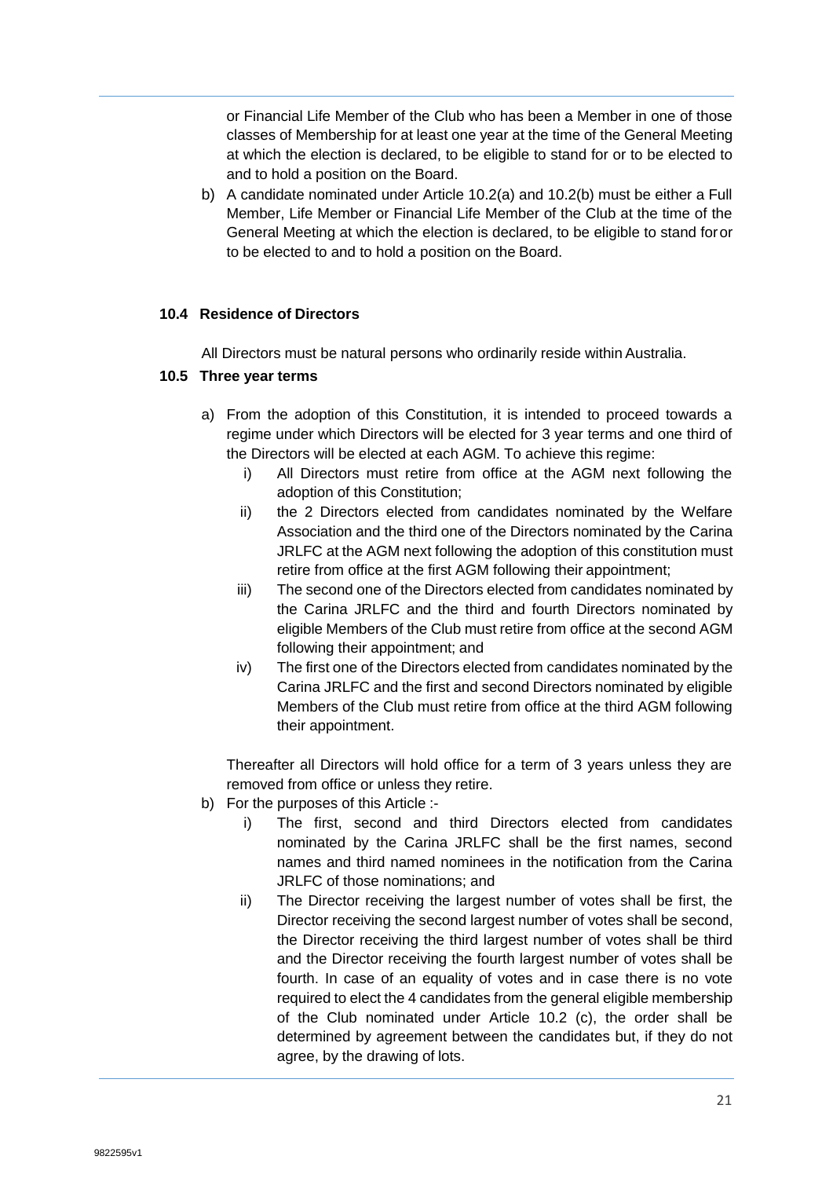or Financial Life Member of the Club who has been a Member in one of those classes of Membership for at least one year at the time of the General Meeting at which the election is declared, to be eligible to stand for or to be elected to and to hold a position on the Board.

b) A candidate nominated under Article 10.2(a) and 10.2(b) must be either a Full Member, Life Member or Financial Life Member of the Club at the time of the General Meeting at which the election is declared, to be eligible to stand for or to be elected to and to hold a position on the Board.

### 10.4 Residence of Directors

All Directors must be natural persons who ordinarily reside within Australia.

### 10.5 Three year terms

a) From the adoption of this Constitution, it is intended to proceed towards a regime under which Directors will be elected for 3 year terms and one third of the Directors will be elected at each AGM. To achieve this regime:

   i) All Directors must retire from office at the AGM next following the adoption of this Constitution;

   ii) the 2 Directors elected from candidates nominated by the Welfare Association and the third one of the Directors nominated by the Carina JRLFC at the AGM next following the adoption of this constitution must retire from office at the first AGM following their appointment;

   iii) The second one of the Directors elected from candidates nominated by the Carina JRLFC and the third and fourth Directors nominated by eligible Members of the Club must retire from office at the second AGM following their appointment; and

   iv) The first one of the Directors elected from candidates nominated by the Carina JRLFC and the first and second Directors nominated by eligible Members of the Club must retire from office at the third AGM following their appointment.

   Thereafter all Directors will hold office for a term of 3 years unless they are removed from office or unless they retire.

b) For the purposes of this Article :-

   i) The first, second and third Directors elected from candidates nominated by the Carina JRLFC shall be the first names, second names and third named nominees in the notification from the Carina JRLFC of those nominations; and

   ii) The Director receiving the largest number of votes shall be first, the Director receiving the second largest number of votes shall be second, the Director receiving the third largest number of votes shall be third and the Director receiving the fourth largest number of votes shall be fourth. In case of an equality of votes and in case there is no vote required to elect the 4 candidates from the general eligible membership of the Club nominated under Article 10.2 (c), the order shall be determined by agreement between the candidates but, if they do not agree, by the drawing of lots.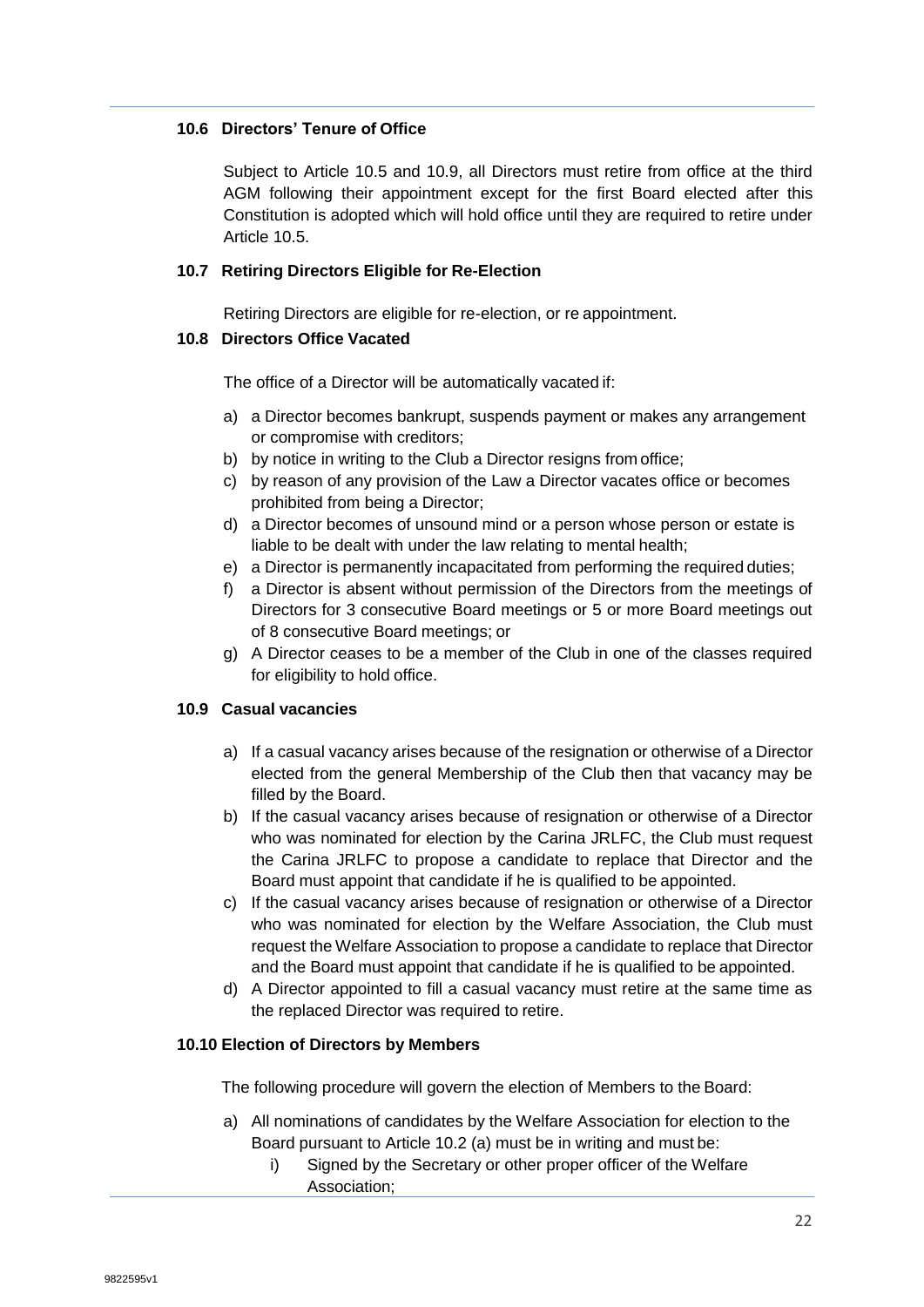### 10.6 Directors' Tenure of Office

Subject to Article 10.5 and 10.9, all Directors must retire from office at the third AGM following their appointment except for the first Board elected after this Constitution is adopted which will hold office until they are required to retire under Article 10.5.

### 10.7 Retiring Directors Eligible for Re-Election

Retiring Directors are eligible for re-election, or re appointment.

### 10.8 Directors Office Vacated

The office of a Director will be automatically vacated if:

a) a Director becomes bankrupt, suspends payment or makes any arrangement or compromise with creditors;
b) by notice in writing to the Club a Director resigns from office;
c) by reason of any provision of the Law a Director vacates office or becomes prohibited from being a Director;
d) a Director becomes of unsound mind or a person whose person or estate is liable to be dealt with under the law relating to mental health;
e) a Director is permanently incapacitated from performing the required duties;
f) a Director is absent without permission of the Directors from the meetings of Directors for 3 consecutive Board meetings or 5 or more Board meetings out of 8 consecutive Board meetings; or
g) A Director ceases to be a member of the Club in one of the classes required for eligibility to hold office.

### 10.9 Casual vacancies

a) If a casual vacancy arises because of the resignation or otherwise of a Director elected from the general Membership of the Club then that vacancy may be filled by the Board.
b) If the casual vacancy arises because of resignation or otherwise of a Director who was nominated for election by the Carina JRLFC, the Club must request the Carina JRLFC to propose a candidate to replace that Director and the Board must appoint that candidate if he is qualified to be appointed.
c) If the casual vacancy arises because of resignation or otherwise of a Director who was nominated for election by the Welfare Association, the Club must request the Welfare Association to propose a candidate to replace that Director and the Board must appoint that candidate if he is qualified to be appointed.
d) A Director appointed to fill a casual vacancy must retire at the same time as the replaced Director was required to retire.

### 10.10 Election of Directors by Members

The following procedure will govern the election of Members to the Board:

a) All nominations of candidates by the Welfare Association for election to the Board pursuant to Article 10.2 (a) must be in writing and must be:
    i) Signed by the Secretary or other proper officer of the Welfare Association;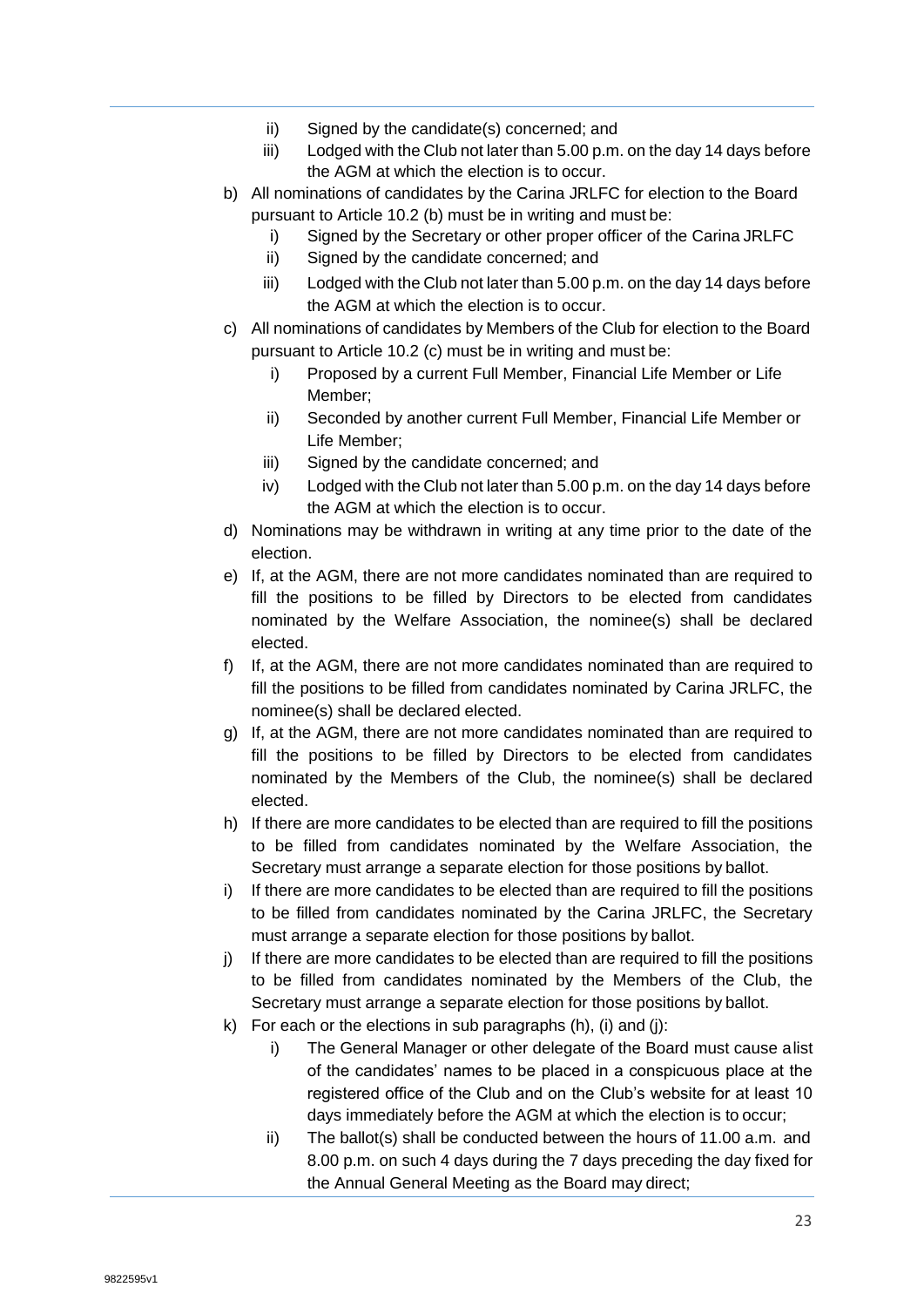- ii) Signed by the candidate(s) concerned; and
   - iii) Lodged with the Club not later than 5.00 p.m. on the day 14 days before the AGM at which the election is to occur.

b) All nominations of candidates by the Carina JRLFC for election to the Board pursuant to Article 10.2 (b) must be in writing and must be:
   - i) Signed by the Secretary or other proper officer of the Carina JRLFC
   - ii) Signed by the candidate concerned; and
   - iii) Lodged with the Club not later than 5.00 p.m. on the day 14 days before the AGM at which the election is to occur.

c) All nominations of candidates by Members of the Club for election to the Board pursuant to Article 10.2 (c) must be in writing and must be:
   - i) Proposed by a current Full Member, Financial Life Member or Life Member;
   - ii) Seconded by another current Full Member, Financial Life Member or Life Member;
   - iii) Signed by the candidate concerned; and
   - iv) Lodged with the Club not later than 5.00 p.m. on the day 14 days before the AGM at which the election is to occur.

d) Nominations may be withdrawn in writing at any time prior to the date of the election.

e) If, at the AGM, there are not more candidates nominated than are required to fill the positions to be filled by Directors to be elected from candidates nominated by the Welfare Association, the nominee(s) shall be declared elected.

f) If, at the AGM, there are not more candidates nominated than are required to fill the positions to be filled from candidates nominated by Carina JRLFC, the nominee(s) shall be declared elected.

g) If, at the AGM, there are not more candidates nominated than are required to fill the positions to be filled by Directors to be elected from candidates nominated by the Members of the Club, the nominee(s) shall be declared elected.

h) If there are more candidates to be elected than are required to fill the positions to be filled from candidates nominated by the Welfare Association, the Secretary must arrange a separate election for those positions by ballot.

i) If there are more candidates to be elected than are required to fill the positions to be filled from candidates nominated by the Carina JRLFC, the Secretary must arrange a separate election for those positions by ballot.

j) If there are more candidates to be elected than are required to fill the positions to be filled from candidates nominated by the Members of the Club, the Secretary must arrange a separate election for those positions by ballot.

k) For each or the elections in sub paragraphs (h), (i) and (j):
   - i) The General Manager or other delegate of the Board must cause a list of the candidates' names to be placed in a conspicuous place at the registered office of the Club and on the Club's website for at least 10 days immediately before the AGM at which the election is to occur;
   - ii) The ballot(s) shall be conducted between the hours of 11.00 a.m. and 8.00 p.m. on such 4 days during the 7 days preceding the day fixed for the Annual General Meeting as the Board may direct;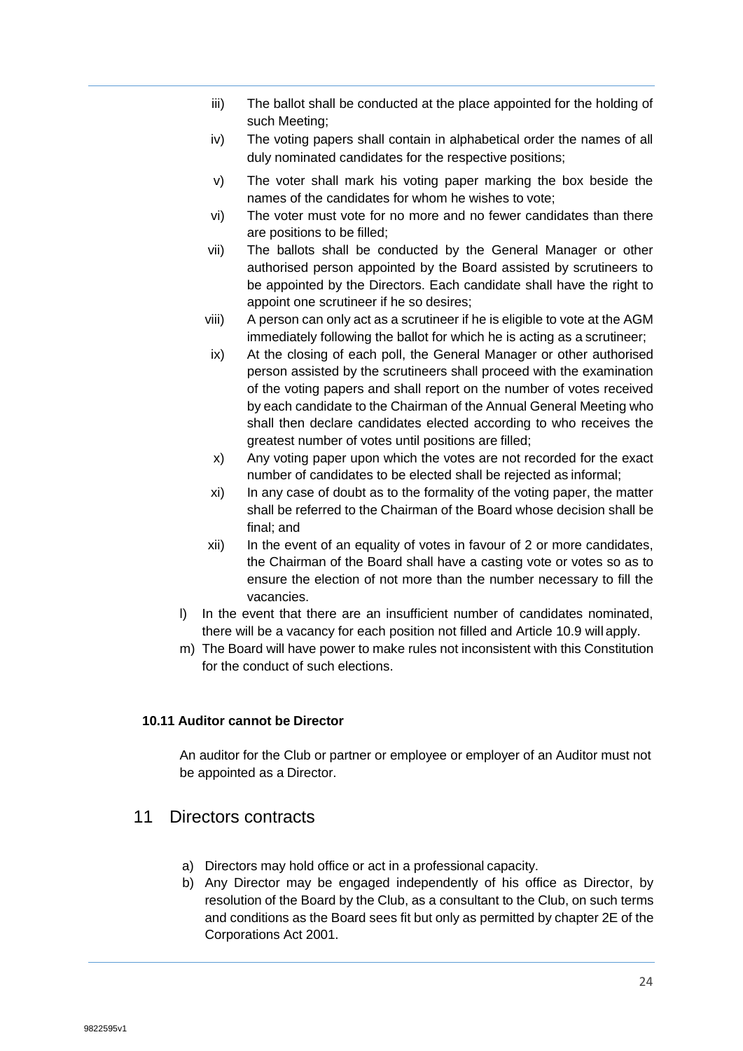- iii) The ballot shall be conducted at the place appointed for the holding of such Meeting;
- iv) The voting papers shall contain in alphabetical order the names of all duly nominated candidates for the respective positions;
- v) The voter shall mark his voting paper marking the box beside the names of the candidates for whom he wishes to vote;
- vi) The voter must vote for no more and no fewer candidates than there are positions to be filled;
- vii) The ballots shall be conducted by the General Manager or other authorised person appointed by the Board assisted by scrutineers to be appointed by the Directors. Each candidate shall have the right to appoint one scrutineer if he so desires;
- viii) A person can only act as a scrutineer if he is eligible to vote at the AGM immediately following the ballot for which he is acting as a scrutineer;
- ix) At the closing of each poll, the General Manager or other authorised person assisted by the scrutineers shall proceed with the examination of the voting papers and shall report on the number of votes received by each candidate to the Chairman of the Annual General Meeting who shall then declare candidates elected according to who receives the greatest number of votes until positions are filled;
- x) Any voting paper upon which the votes are not recorded for the exact number of candidates to be elected shall be rejected as informal;
- xi) In any case of doubt as to the formality of the voting paper, the matter shall be referred to the Chairman of the Board whose decision shall be final; and
- xii) In the event of an equality of votes in favour of 2 or more candidates, the Chairman of the Board shall have a casting vote or votes so as to ensure the election of not more than the number necessary to fill the vacancies.

l) In the event that there are an insufficient number of candidates nominated, there will be a vacancy for each position not filled and Article 10.9 will apply.

m) The Board will have power to make rules not inconsistent with this Constitution for the conduct of such elections.

**10.11 Auditor cannot be Director**

An auditor for the Club or partner or employee or employer of an Auditor must not be appointed as a Director.

## 11 Directors contracts

a) Directors may hold office or act in a professional capacity.

b) Any Director may be engaged independently of his office as Director, by resolution of the Board by the Club, as a consultant to the Club, on such terms and conditions as the Board sees fit but only as permitted by chapter 2E of the Corporations Act 2001.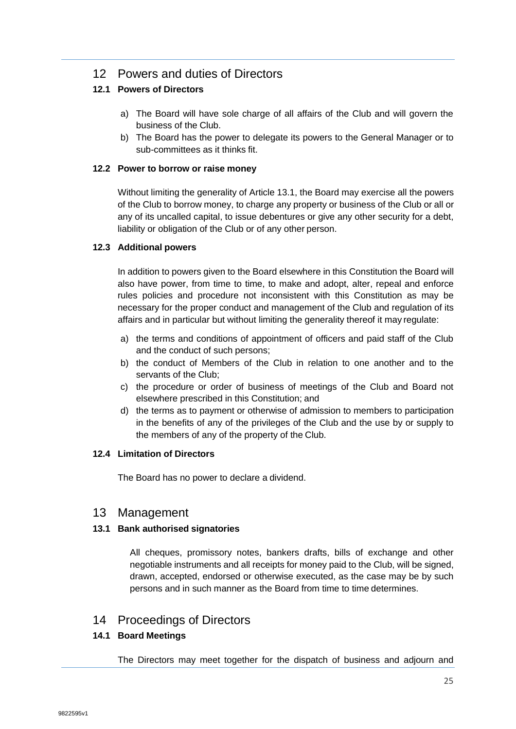## 12 Powers and duties of Directors

### 12.1 Powers of Directors

a) The Board will have sole charge of all affairs of the Club and will govern the business of the Club.
b) The Board has the power to delegate its powers to the General Manager or to sub-committees as it thinks fit.

### 12.2 Power to borrow or raise money

Without limiting the generality of Article 13.1, the Board may exercise all the powers of the Club to borrow money, to charge any property or business of the Club or all or any of its uncalled capital, to issue debentures or give any other security for a debt, liability or obligation of the Club or of any other person.

### 12.3 Additional powers

In addition to powers given to the Board elsewhere in this Constitution the Board will also have power, from time to time, to make and adopt, alter, repeal and enforce rules policies and procedure not inconsistent with this Constitution as may be necessary for the proper conduct and management of the Club and regulation of its affairs and in particular but without limiting the generality thereof it may regulate:

a) the terms and conditions of appointment of officers and paid staff of the Club and the conduct of such persons;
b) the conduct of Members of the Club in relation to one another and to the servants of the Club;
c) the procedure or order of business of meetings of the Club and Board not elsewhere prescribed in this Constitution; and
d) the terms as to payment or otherwise of admission to members to participation in the benefits of any of the privileges of the Club and the use by or supply to the members of any of the property of the Club.

### 12.4 Limitation of Directors

The Board has no power to declare a dividend.

## 13 Management

### 13.1 Bank authorised signatories

All cheques, promissory notes, bankers drafts, bills of exchange and other negotiable instruments and all receipts for money paid to the Club, will be signed, drawn, accepted, endorsed or otherwise executed, as the case may be by such persons and in such manner as the Board from time to time determines.

## 14 Proceedings of Directors

### 14.1 Board Meetings

The Directors may meet together for the dispatch of business and adjourn and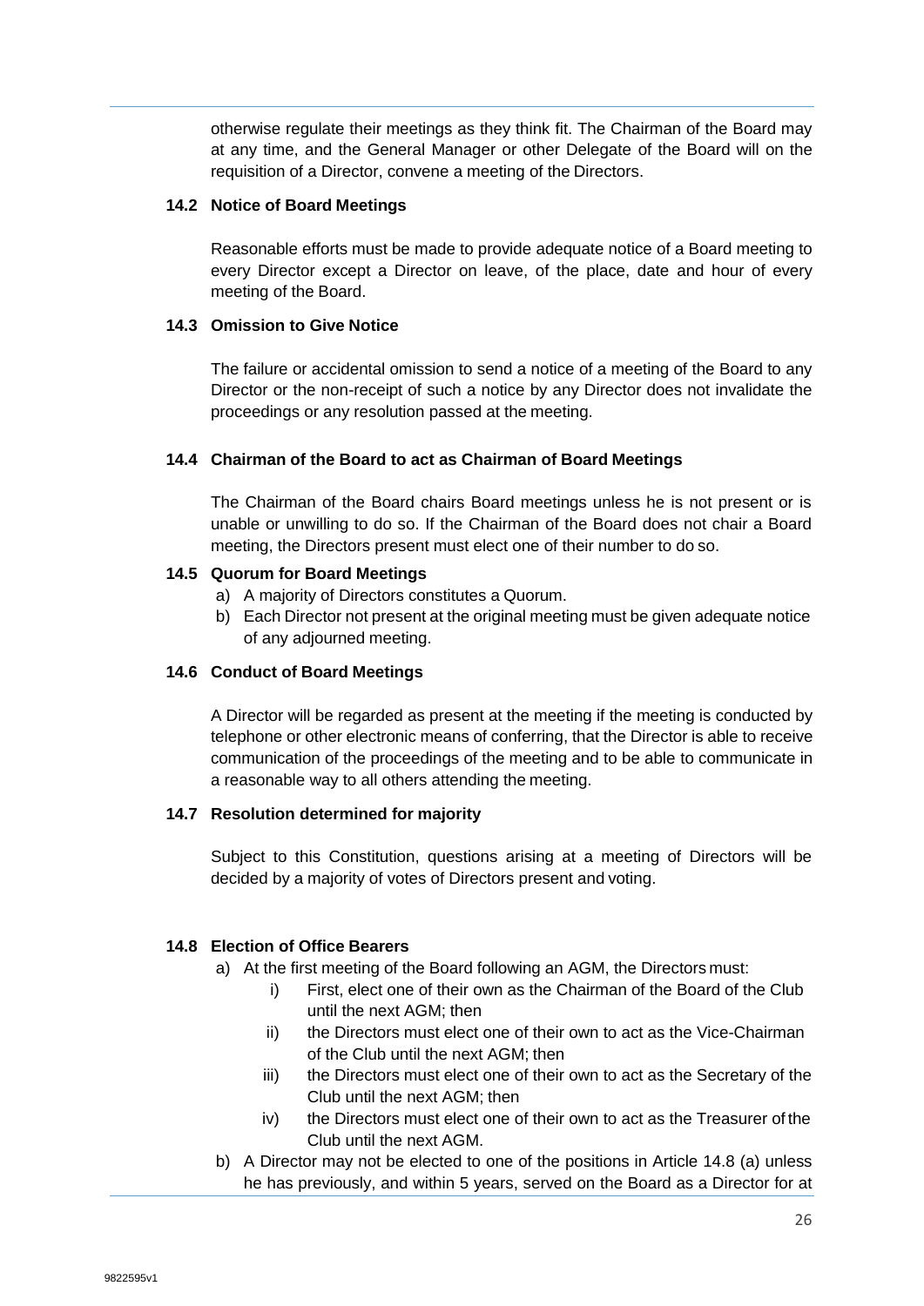otherwise regulate their meetings as they think fit. The Chairman of the Board may at any time, and the General Manager or other Delegate of the Board will on the requisition of a Director, convene a meeting of the Directors.

### 14.2 Notice of Board Meetings

Reasonable efforts must be made to provide adequate notice of a Board meeting to every Director except a Director on leave, of the place, date and hour of every meeting of the Board.

### 14.3 Omission to Give Notice

The failure or accidental omission to send a notice of a meeting of the Board to any Director or the non-receipt of such a notice by any Director does not invalidate the proceedings or any resolution passed at the meeting.

### 14.4 Chairman of the Board to act as Chairman of Board Meetings

The Chairman of the Board chairs Board meetings unless he is not present or is unable or unwilling to do so. If the Chairman of the Board does not chair a Board meeting, the Directors present must elect one of their number to do so.

### 14.5 Quorum for Board Meetings

a) A majority of Directors constitutes a Quorum.
b) Each Director not present at the original meeting must be given adequate notice of any adjourned meeting.

### 14.6 Conduct of Board Meetings

A Director will be regarded as present at the meeting if the meeting is conducted by telephone or other electronic means of conferring, that the Director is able to receive communication of the proceedings of the meeting and to be able to communicate in a reasonable way to all others attending the meeting.

### 14.7 Resolution determined for majority

Subject to this Constitution, questions arising at a meeting of Directors will be decided by a majority of votes of Directors present and voting.

### 14.8 Election of Office Bearers

a) At the first meeting of the Board following an AGM, the Directors must:
   i) First, elect one of their own as the Chairman of the Board of the Club until the next AGM; then
   ii) the Directors must elect one of their own to act as the Vice-Chairman of the Club until the next AGM; then
   iii) the Directors must elect one of their own to act as the Secretary of the Club until the next AGM; then
   iv) the Directors must elect one of their own to act as the Treasurer of the Club until the next AGM.
b) A Director may not be elected to one of the positions in Article 14.8 (a) unless he has previously, and within 5 years, served on the Board as a Director for at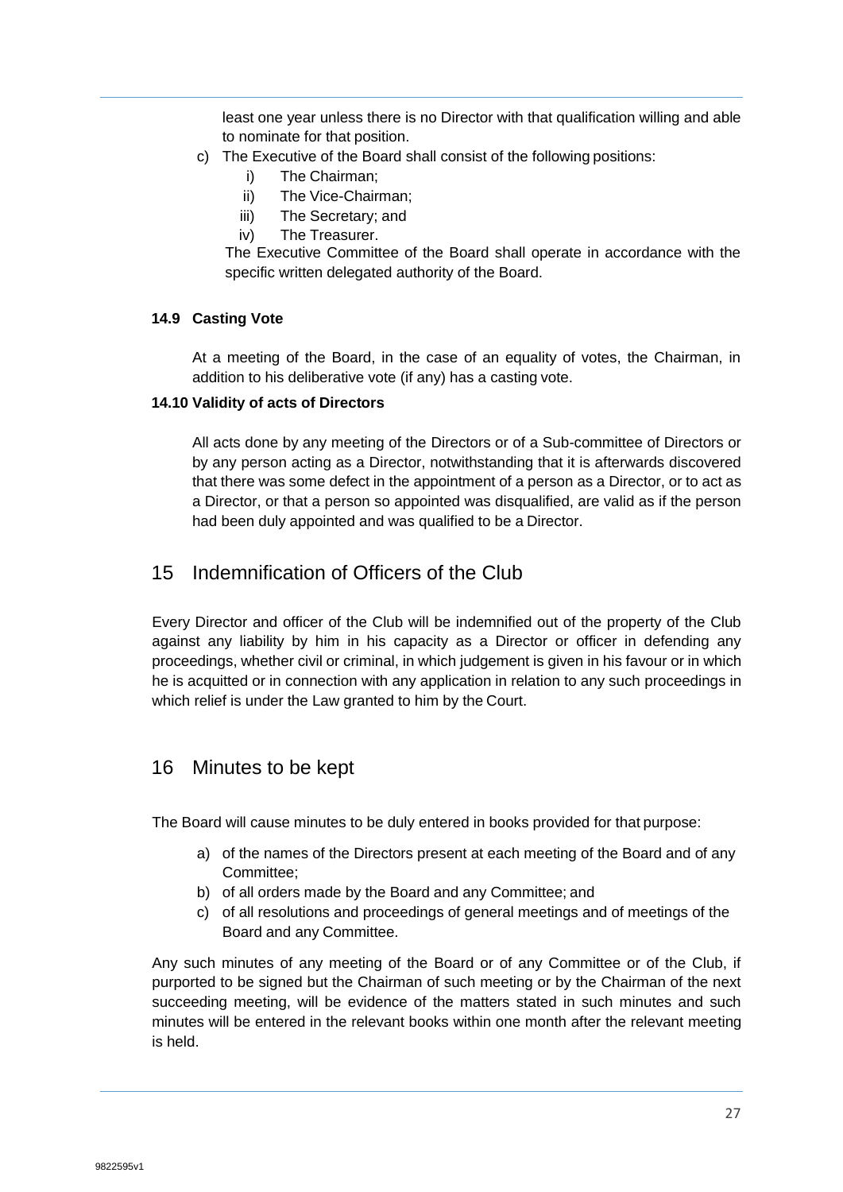least one year unless there is no Director with that qualification willing and able to nominate for that position.

c) The Executive of the Board shall consist of the following positions:
   i) The Chairman;
   ii) The Vice-Chairman;
   iii) The Secretary; and
   iv) The Treasurer.

   The Executive Committee of the Board shall operate in accordance with the specific written delegated authority of the Board.

### 14.9 Casting Vote

At a meeting of the Board, in the case of an equality of votes, the Chairman, in addition to his deliberative vote (if any) has a casting vote.

### 14.10 Validity of acts of Directors

All acts done by any meeting of the Directors or of a Sub-committee of Directors or by any person acting as a Director, notwithstanding that it is afterwards discovered that there was some defect in the appointment of a person as a Director, or to act as a Director, or that a person so appointed was disqualified, are valid as if the person had been duly appointed and was qualified to be a Director.

## 15 Indemnification of Officers of the Club

Every Director and officer of the Club will be indemnified out of the property of the Club against any liability by him in his capacity as a Director or officer in defending any proceedings, whether civil or criminal, in which judgement is given in his favour or in which he is acquitted or in connection with any application in relation to any such proceedings in which relief is under the Law granted to him by the Court.

## 16 Minutes to be kept

The Board will cause minutes to be duly entered in books provided for that purpose:

a) of the names of the Directors present at each meeting of the Board and of any Committee;
b) of all orders made by the Board and any Committee; and
c) of all resolutions and proceedings of general meetings and of meetings of the Board and any Committee.

Any such minutes of any meeting of the Board or of any Committee or of the Club, if purported to be signed but the Chairman of such meeting or by the Chairman of the next succeeding meeting, will be evidence of the matters stated in such minutes and such minutes will be entered in the relevant books within one month after the relevant meeting is held.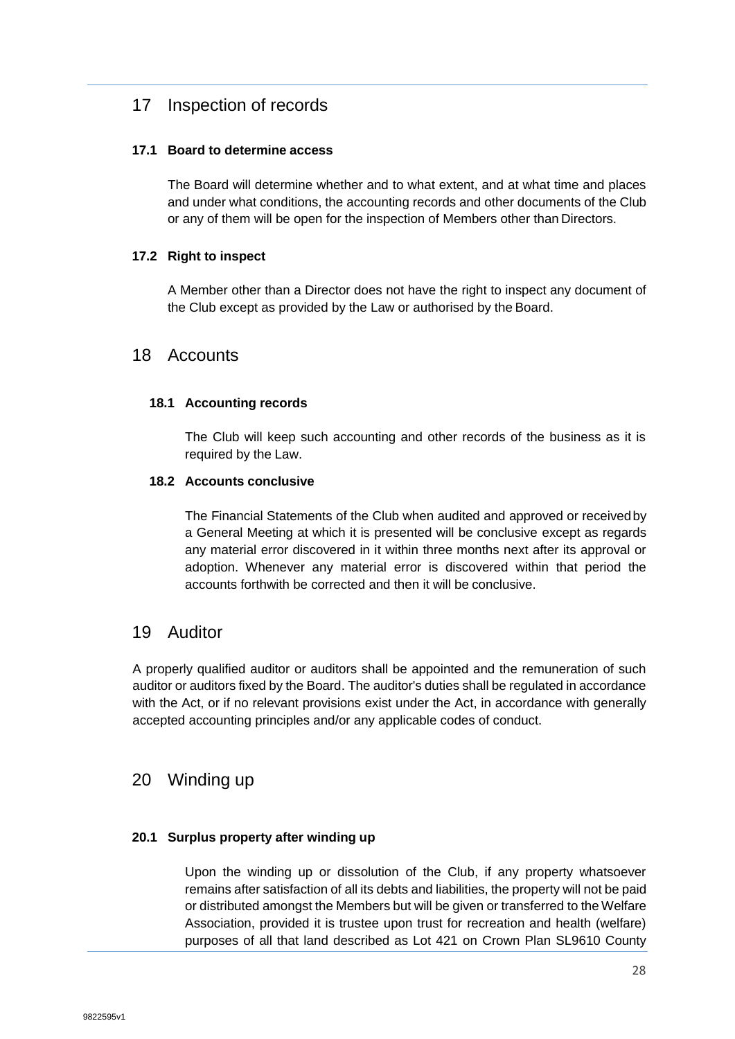## 17 Inspection of records

### 17.1 Board to determine access

The Board will determine whether and to what extent, and at what time and places and under what conditions, the accounting records and other documents of the Club or any of them will be open for the inspection of Members other than Directors.

### 17.2 Right to inspect

A Member other than a Director does not have the right to inspect any document of the Club except as provided by the Law or authorised by the Board.

## 18 Accounts

### 18.1 Accounting records

The Club will keep such accounting and other records of the business as it is required by the Law.

### 18.2 Accounts conclusive

The Financial Statements of the Club when audited and approved or received by a General Meeting at which it is presented will be conclusive except as regards any material error discovered in it within three months next after its approval or adoption. Whenever any material error is discovered within that period the accounts forthwith be corrected and then it will be conclusive.

## 19 Auditor

A properly qualified auditor or auditors shall be appointed and the remuneration of such auditor or auditors fixed by the Board. The auditor's duties shall be regulated in accordance with the Act, or if no relevant provisions exist under the Act, in accordance with generally accepted accounting principles and/or any applicable codes of conduct.

## 20 Winding up

### 20.1 Surplus property after winding up

Upon the winding up or dissolution of the Club, if any property whatsoever remains after satisfaction of all its debts and liabilities, the property will not be paid or distributed amongst the Members but will be given or transferred to the Welfare Association, provided it is trustee upon trust for recreation and health (welfare) purposes of all that land described as Lot 421 on Crown Plan SL9610 County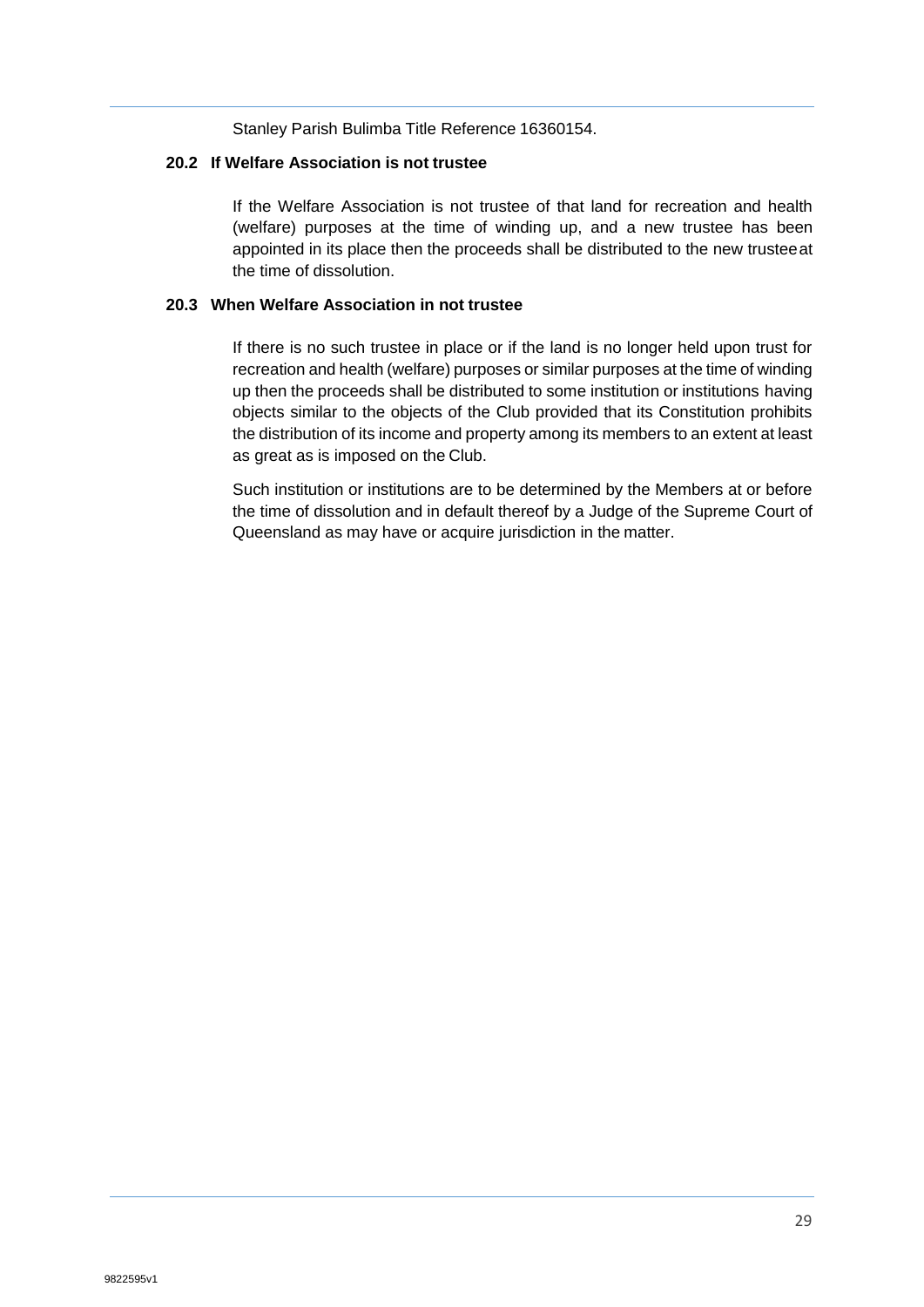Stanley Parish Bulimba Title Reference 16360154.

### 20.2 If Welfare Association is not trustee

If the Welfare Association is not trustee of that land for recreation and health (welfare) purposes at the time of winding up, and a new trustee has been appointed in its place then the proceeds shall be distributed to the new trustee at the time of dissolution.

### 20.3 When Welfare Association in not trustee

If there is no such trustee in place or if the land is no longer held upon trust for recreation and health (welfare) purposes or similar purposes at the time of winding up then the proceeds shall be distributed to some institution or institutions having objects similar to the objects of the Club provided that its Constitution prohibits the distribution of its income and property among its members to an extent at least as great as is imposed on the Club.

Such institution or institutions are to be determined by the Members at or before the time of dissolution and in default thereof by a Judge of the Supreme Court of Queensland as may have or acquire jurisdiction in the matter.